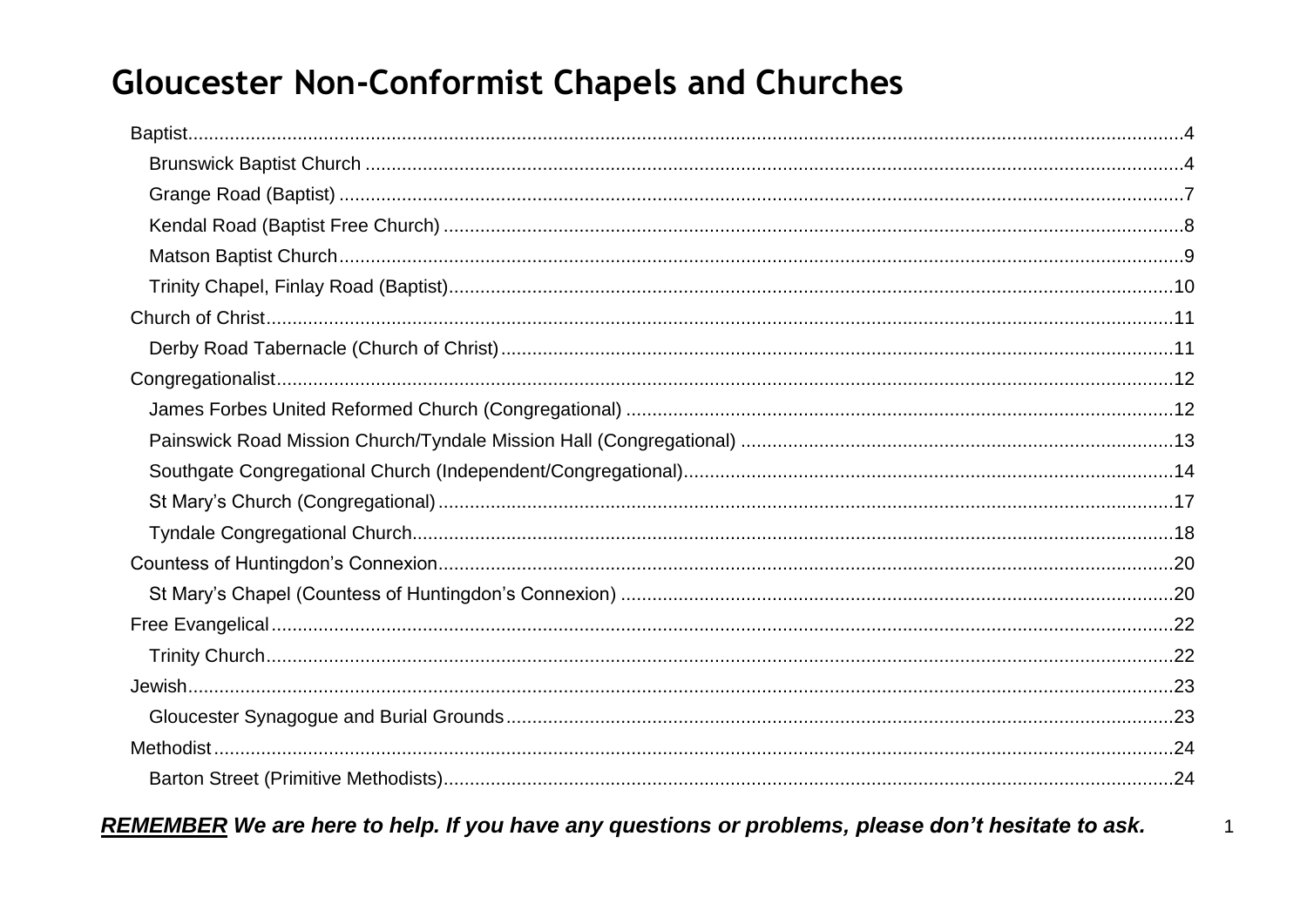# Gloucester Non-Conformist Chapels and Churches

- Baptist....4
  - Brunswick Baptist Church....4
  - Grange Road (Baptist)....7
  - Kendal Road (Baptist Free Church)....8
  - Matson Baptist Church....9
  - Trinity Chapel, Finlay Road (Baptist)....10
- Church of Christ....11
  - Derby Road Tabernacle (Church of Christ)....11
- Congregationalist....12
  - James Forbes United Reformed Church (Congregational)....12
  - Painswick Road Mission Church/Tyndale Mission Hall (Congregational)....13
  - Southgate Congregational Church (Independent/Congregational)....14
  - St Mary's Church (Congregational)....17
  - Tyndale Congregational Church....18
- Countess of Huntingdon's Connexion....20
  - St Mary's Chapel (Countess of Huntingdon's Connexion)....20
- Free Evangelical....22
  - Trinity Church....22
- Jewish....23
  - Gloucester Synagogue and Burial Grounds....23
- Methodist....24
  - Barton Street (Primitive Methodists)....24

***REMEMBER** We are here to help. If you have any questions or problems, please don't hesitate to ask.*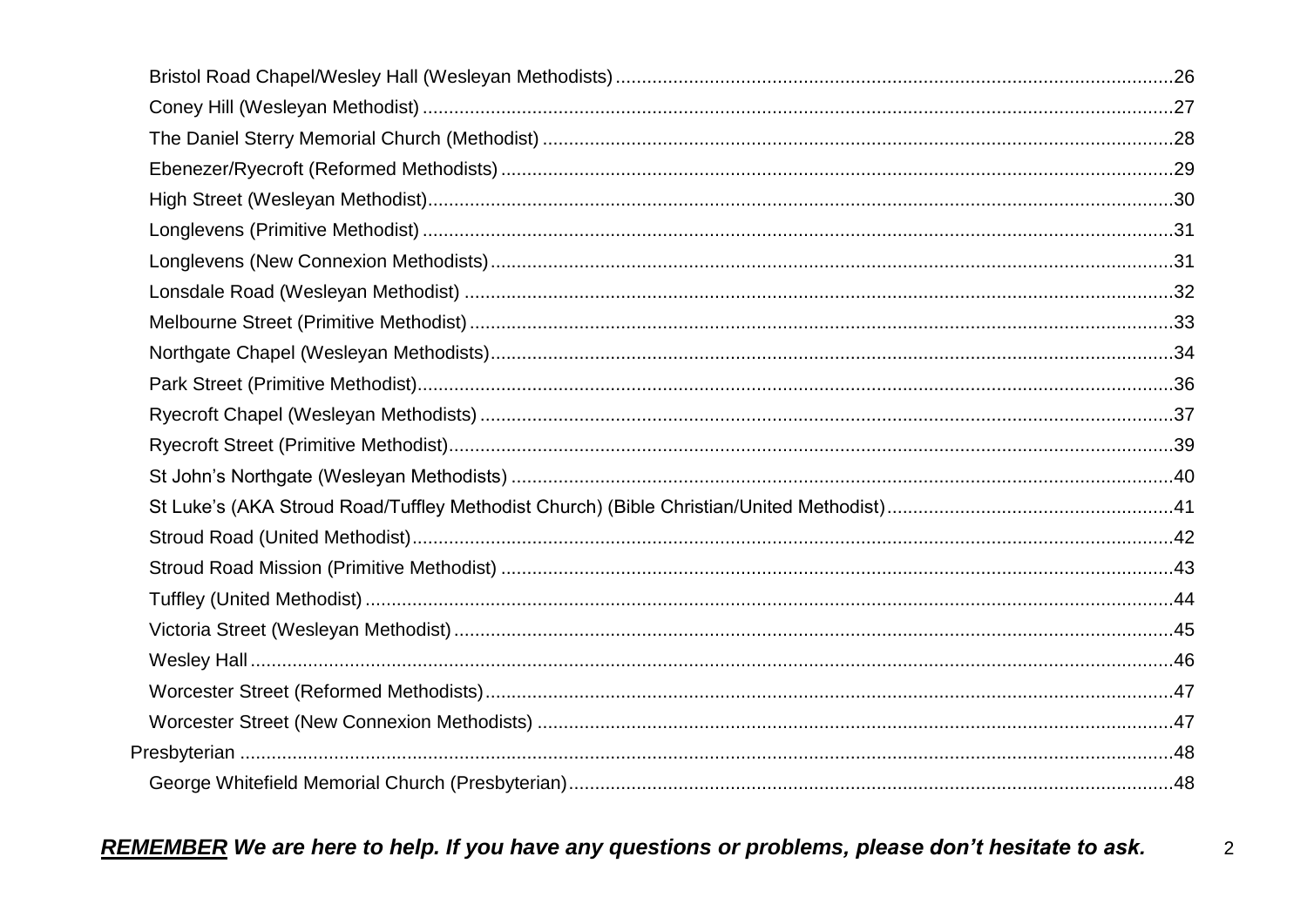- Bristol Road Chapel/Wesley Hall (Wesleyan Methodists) ... 26
- Coney Hill (Wesleyan Methodist) ... 27
- The Daniel Sterry Memorial Church (Methodist) ... 28
- Ebenezer/Ryecroft (Reformed Methodists) ... 29
- High Street (Wesleyan Methodist) ... 30
- Longlevens (Primitive Methodist) ... 31
- Longlevens (New Connexion Methodists) ... 31
- Lonsdale Road (Wesleyan Methodist) ... 32
- Melbourne Street (Primitive Methodist) ... 33
- Northgate Chapel (Wesleyan Methodists) ... 34
- Park Street (Primitive Methodist) ... 36
- Ryecroft Chapel (Wesleyan Methodists) ... 37
- Ryecroft Street (Primitive Methodist) ... 39
- St John's Northgate (Wesleyan Methodists) ... 40
- St Luke's (AKA Stroud Road/Tuffley Methodist Church) (Bible Christian/United Methodist) ... 41
- Stroud Road (United Methodist) ... 42
- Stroud Road Mission (Primitive Methodist) ... 43
- Tuffley (United Methodist) ... 44
- Victoria Street (Wesleyan Methodist) ... 45
- Wesley Hall ... 46
- Worcester Street (Reformed Methodists) ... 47
- Worcester Street (New Connexion Methodists) ... 47

Presbyterian ... 48

- George Whitefield Memorial Church (Presbyterian) ... 48

***<u>REMEMBER</u> We are here to help. If you have any questions or problems, please don't hesitate to ask.***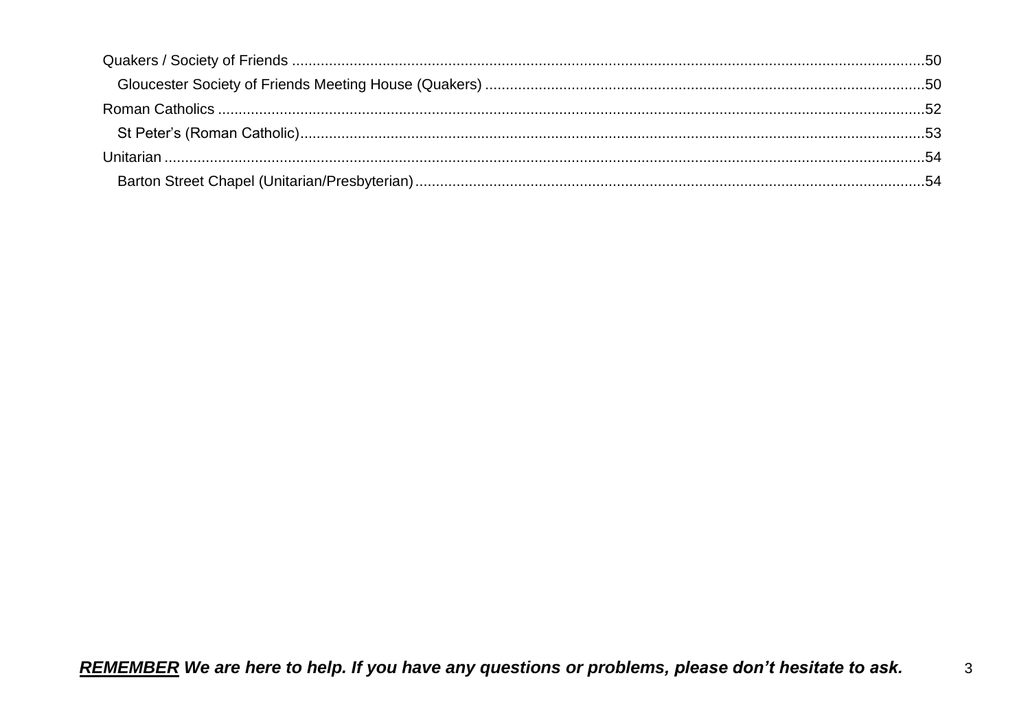Quakers / Society of Friends ........................................................................................................................................50
- Gloucester Society of Friends Meeting House (Quakers) ........................................................................................50

Roman Catholics ..........................................................................................................................................................52
- St Peter's (Roman Catholic)....................................................................................................................................53

Unitarian .......................................................................................................................................................................54
- Barton Street Chapel (Unitarian/Presbyterian)...........................................................................................................54

***REMEMBER*** ***We are here to help. If you have any questions or problems, please don't hesitate to ask.***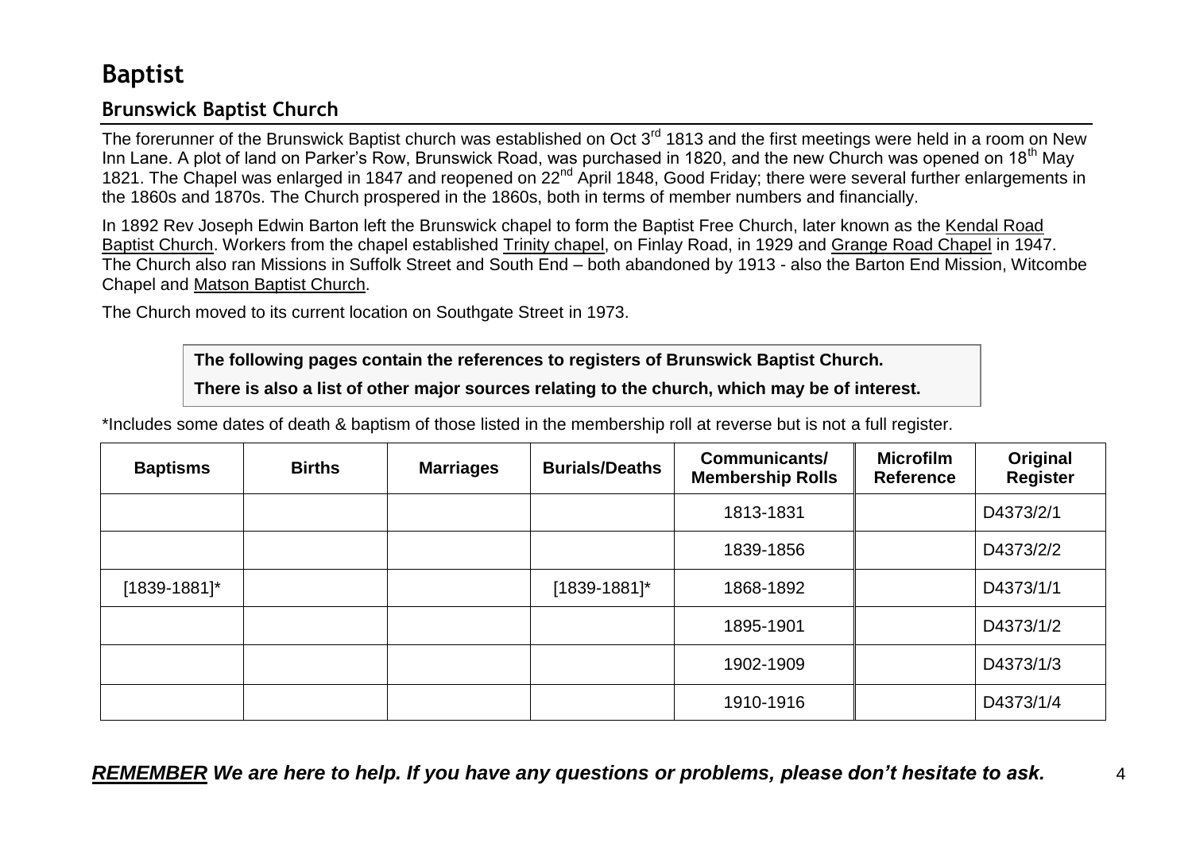# Baptist

## Brunswick Baptist Church

The forerunner of the Brunswick Baptist church was established on Oct 3rd 1813 and the first meetings were held in a room on New Inn Lane. A plot of land on Parker's Row, Brunswick Road, was purchased in 1820, and the new Church was opened on 18th May 1821. The Chapel was enlarged in 1847 and reopened on 22nd April 1848, Good Friday; there were several further enlargements in the 1860s and 1870s. The Church prospered in the 1860s, both in terms of member numbers and financially.

In 1892 Rev Joseph Edwin Barton left the Brunswick chapel to form the Baptist Free Church, later known as the Kendal Road Baptist Church. Workers from the chapel established Trinity chapel, on Finlay Road, in 1929 and Grange Road Chapel in 1947. The Church also ran Missions in Suffolk Street and South End – both abandoned by 1913 - also the Barton End Mission, Witcombe Chapel and Matson Baptist Church.

The Church moved to its current location on Southgate Street in 1973.

**The following pages contain the references to registers of Brunswick Baptist Church.**

**There is also a list of other major sources relating to the church, which may be of interest.**

*Includes some dates of death & baptism of those listed in the membership roll at reverse but is not a full register.

| Baptisms | Births | Marriages | Burials/Deaths | Communicants/ Membership Rolls | Microfilm Reference | Original Register |
|---|---|---|---|---|---|---|
| | | | | 1813-1831 | | D4373/2/1 |
| | | | | 1839-1856 | | D4373/2/2 |
| [1839-1881]* | | | [1839-1881]* | 1868-1892 | | D4373/1/1 |
| | | | | 1895-1901 | | D4373/1/2 |
| | | | | 1902-1909 | | D4373/1/3 |
| | | | | 1910-1916 | | D4373/1/4 |

***REMEMBER We are here to help. If you have any questions or problems, please don't hesitate to ask.***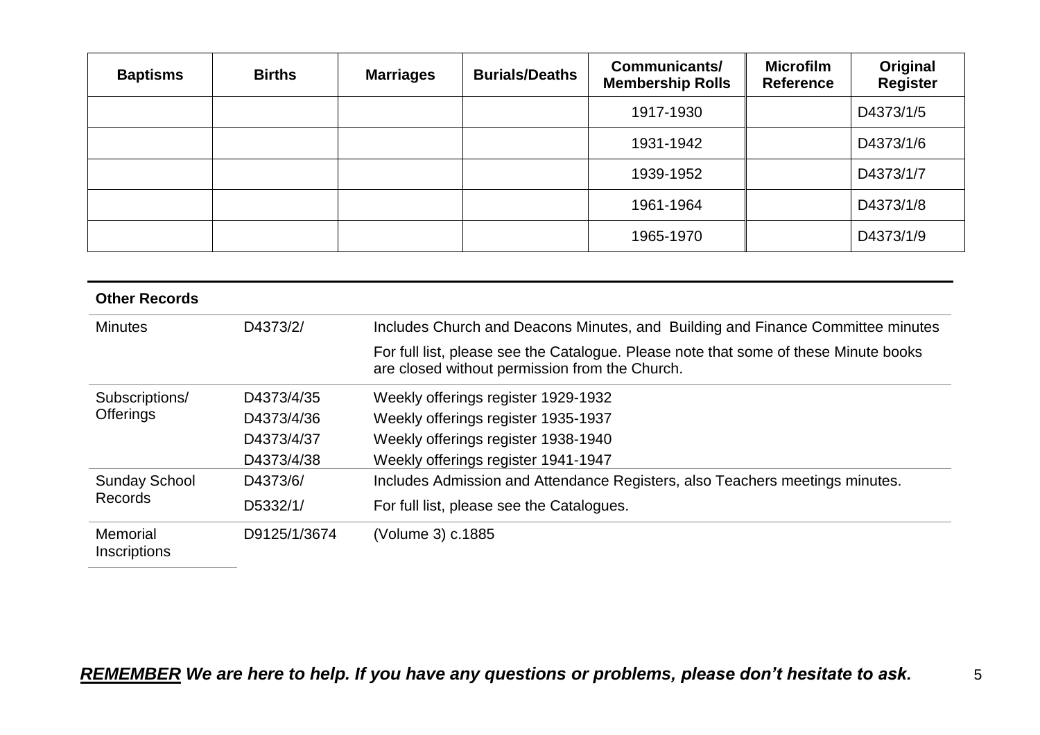| Baptisms | Births | Marriages | Burials/Deaths | Communicants/ Membership Rolls | Microfilm Reference | Original Register |
|---|---|---|---|---|---|---|
| | | | | 1917-1930 | | D4373/1/5 |
| | | | | 1931-1942 | | D4373/1/6 |
| | | | | 1939-1952 | | D4373/1/7 |
| | | | | 1961-1964 | | D4373/1/8 |
| | | | | 1965-1970 | | D4373/1/9 |

| **Other Records** | | |
|---|---|---|
| Minutes | D4373/2/ | Includes Church and Deacons Minutes, and Building and Finance Committee minutes<br>For full list, please see the Catalogue. Please note that some of these Minute books are closed without permission from the Church. |
| Subscriptions/ Offerings | D4373/4/35 | Weekly offerings register 1929-1932 |
| | D4373/4/36 | Weekly offerings register 1935-1937 |
| | D4373/4/37 | Weekly offerings register 1938-1940 |
| | D4373/4/38 | Weekly offerings register 1941-1947 |
| Sunday School Records | D4373/6/ | Includes Admission and Attendance Registers, also Teachers meetings minutes. |
| | D5332/1/ | For full list, please see the Catalogues. |
| Memorial Inscriptions | D9125/1/3674 | (Volume 3) c.1885 |

***REMEMBER** We are here to help. If you have any questions or problems, please don't hesitate to ask.*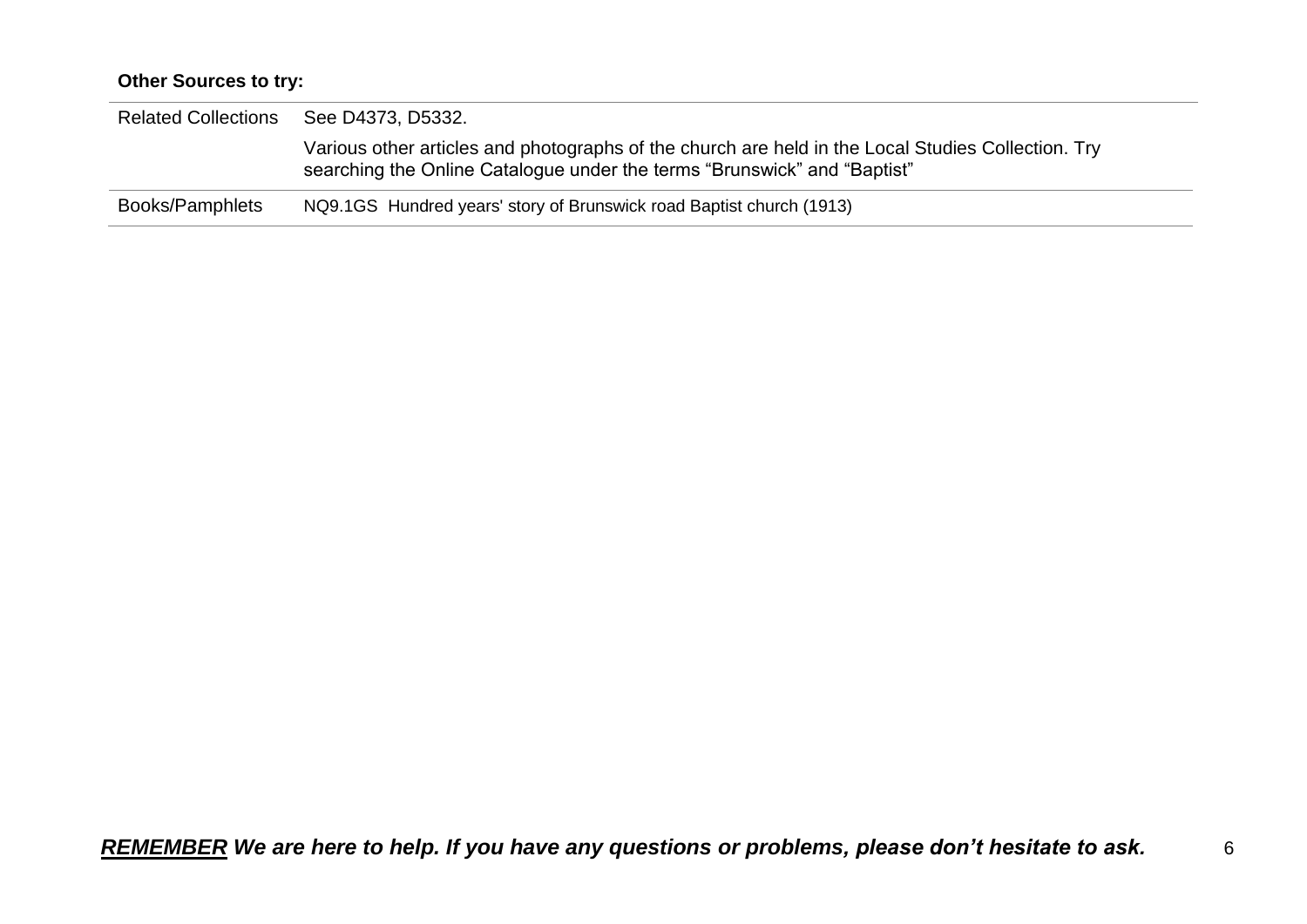**Other Sources to try:**

| | |
|---|---|
| Related Collections | See D4373, D5332.<br>Various other articles and photographs of the church are held in the Local Studies Collection. Try searching the Online Catalogue under the terms "Brunswick" and "Baptist" |
| Books/Pamphlets | NQ9.1GS Hundred years' story of Brunswick road Baptist church (1913) |

***REMEMBER** We are here to help. If you have any questions or problems, please don't hesitate to ask.*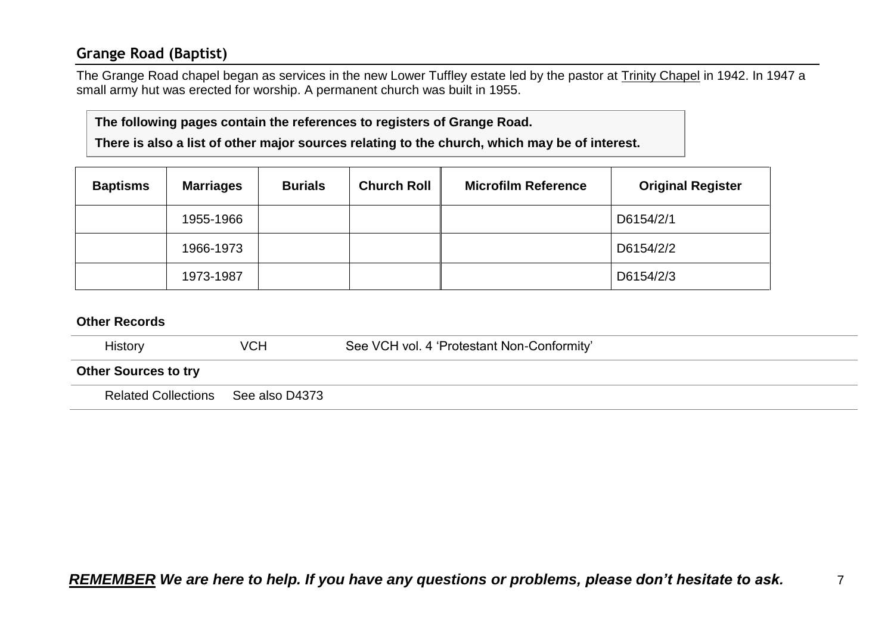## Grange Road (Baptist)

The Grange Road chapel began as services in the new Lower Tuffley estate led by the pastor at Trinity Chapel in 1942. In 1947 a small army hut was erected for worship. A permanent church was built in 1955.

**The following pages contain the references to registers of Grange Road.**

**There is also a list of other major sources relating to the church, which may be of interest.**

| Baptisms | Marriages | Burials | Church Roll | Microfilm Reference | Original Register |
|---|---|---|---|---|---|
| | 1955-1966 | | | | D6154/2/1 |
| | 1966-1973 | | | | D6154/2/2 |
| | 1973-1987 | | | | D6154/2/3 |

**Other Records**

| | | |
|---|---|---|
| History | VCH | See VCH vol. 4 'Protestant Non-Conformity' |

**Other Sources to try**

| | |
|---|---|
| Related Collections | See also D4373 |

***REMEMBER We are here to help. If you have any questions or problems, please don't hesitate to ask.***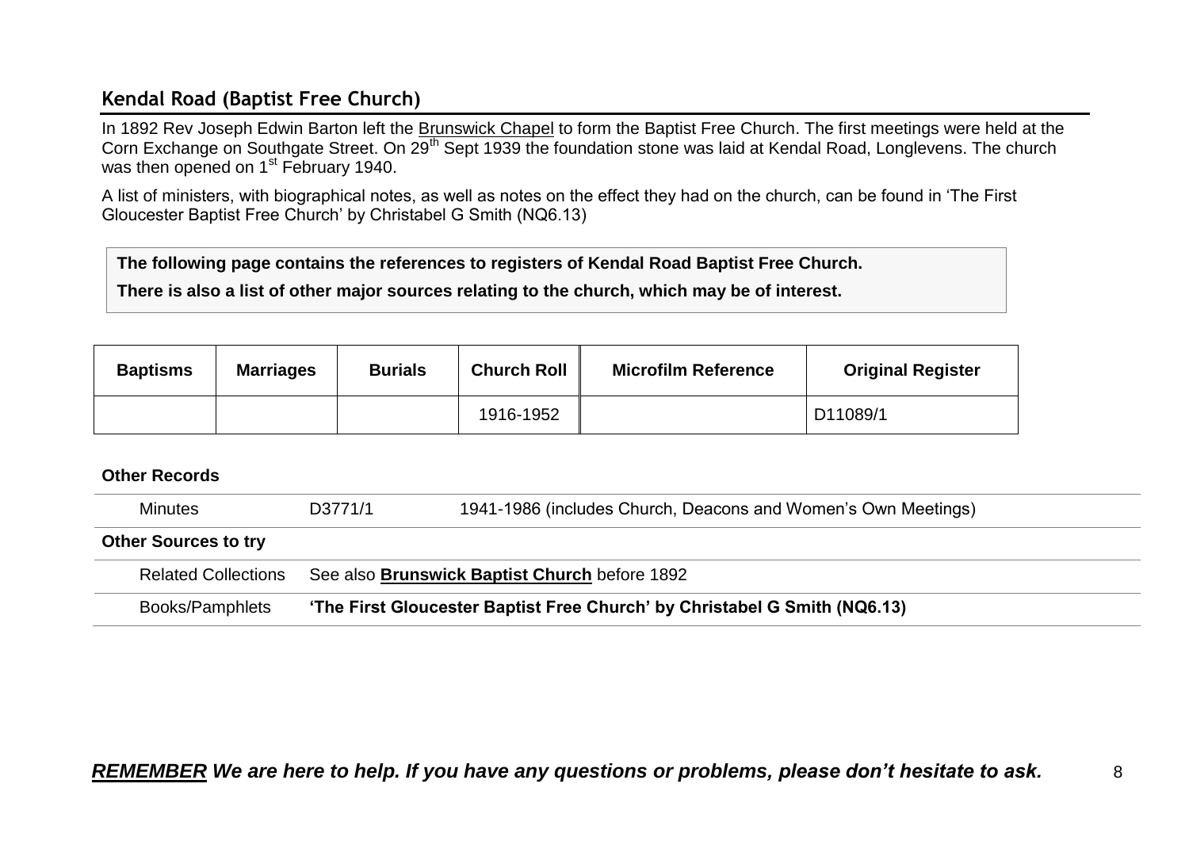## Kendal Road (Baptist Free Church)

In 1892 Rev Joseph Edwin Barton left the Brunswick Chapel to form the Baptist Free Church. The first meetings were held at the Corn Exchange on Southgate Street. On 29th Sept 1939 the foundation stone was laid at Kendal Road, Longlevens. The church was then opened on 1st February 1940.

A list of ministers, with biographical notes, as well as notes on the effect they had on the church, can be found in 'The First Gloucester Baptist Free Church' by Christabel G Smith (NQ6.13)

**The following page contains the references to registers of Kendal Road Baptist Free Church.**

**There is also a list of other major sources relating to the church, which may be of interest.**

| Baptisms | Marriages | Burials | Church Roll | Microfilm Reference | Original Register |
|---|---|---|---|---|---|
| | | | 1916-1952 | | D11089/1 |

**Other Records**

| | | |
|---|---|---|
| Minutes | D3771/1 | 1941-1986 (includes Church, Deacons and Women's Own Meetings) |

**Other Sources to try**

| | |
|---|---|
| Related Collections | See also **Brunswick Baptist Church** before 1892 |
| Books/Pamphlets | **'The First Gloucester Baptist Free Church' by Christabel G Smith (NQ6.13)** |

***REMEMBER We are here to help. If you have any questions or problems, please don't hesitate to ask.***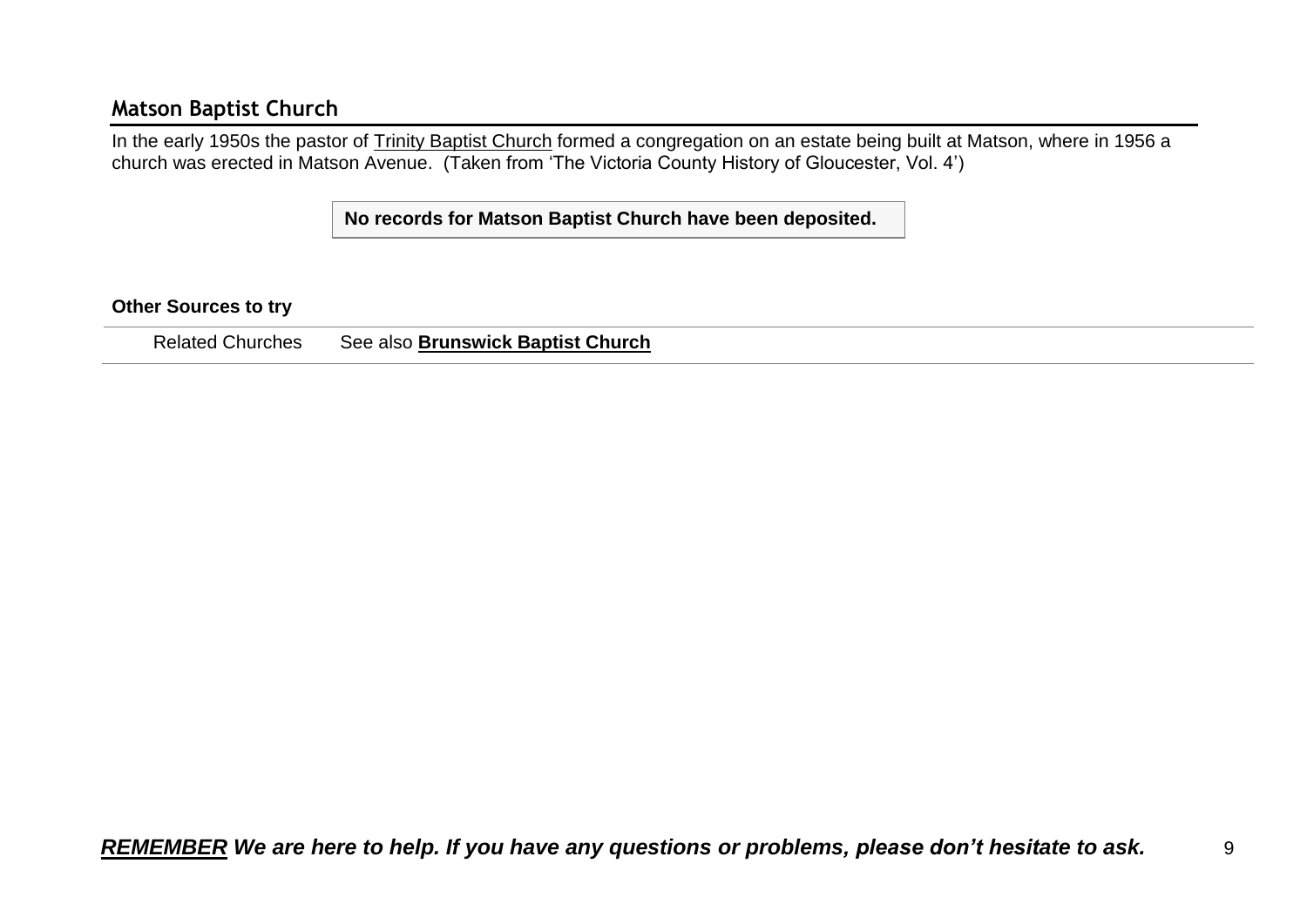## Matson Baptist Church

In the early 1950s the pastor of Trinity Baptist Church formed a congregation on an estate being built at Matson, where in 1956 a church was erected in Matson Avenue. (Taken from 'The Victoria County History of Gloucester, Vol. 4')

**No records for Matson Baptist Church have been deposited.**

**Other Sources to try**

| | |
|---|---|
| Related Churches | See also **Brunswick Baptist Church** |

***REMEMBER* We are here to help. If you have any questions or problems, please don't hesitate to ask.**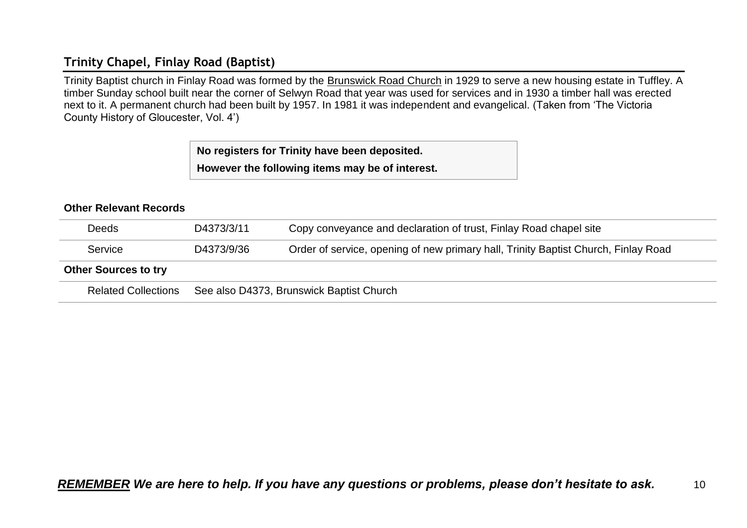## Trinity Chapel, Finlay Road (Baptist)

Trinity Baptist church in Finlay Road was formed by the Brunswick Road Church in 1929 to serve a new housing estate in Tuffley. A timber Sunday school built near the corner of Selwyn Road that year was used for services and in 1930 a timber hall was erected next to it. A permanent church had been built by 1957. In 1981 it was independent and evangelical. (Taken from 'The Victoria County History of Gloucester, Vol. 4')

**No registers for Trinity have been deposited.**

**However the following items may be of interest.**

**Other Relevant Records**

| | | |
|---|---|---|
| Deeds | D4373/3/11 | Copy conveyance and declaration of trust, Finlay Road chapel site |
| Service | D4373/9/36 | Order of service, opening of new primary hall, Trinity Baptist Church, Finlay Road |

**Other Sources to try**

| | |
|---|---|
| Related Collections | See also D4373, Brunswick Baptist Church |

***REMEMBER* We are here to help. If you have any questions or problems, please don't hesitate to ask.**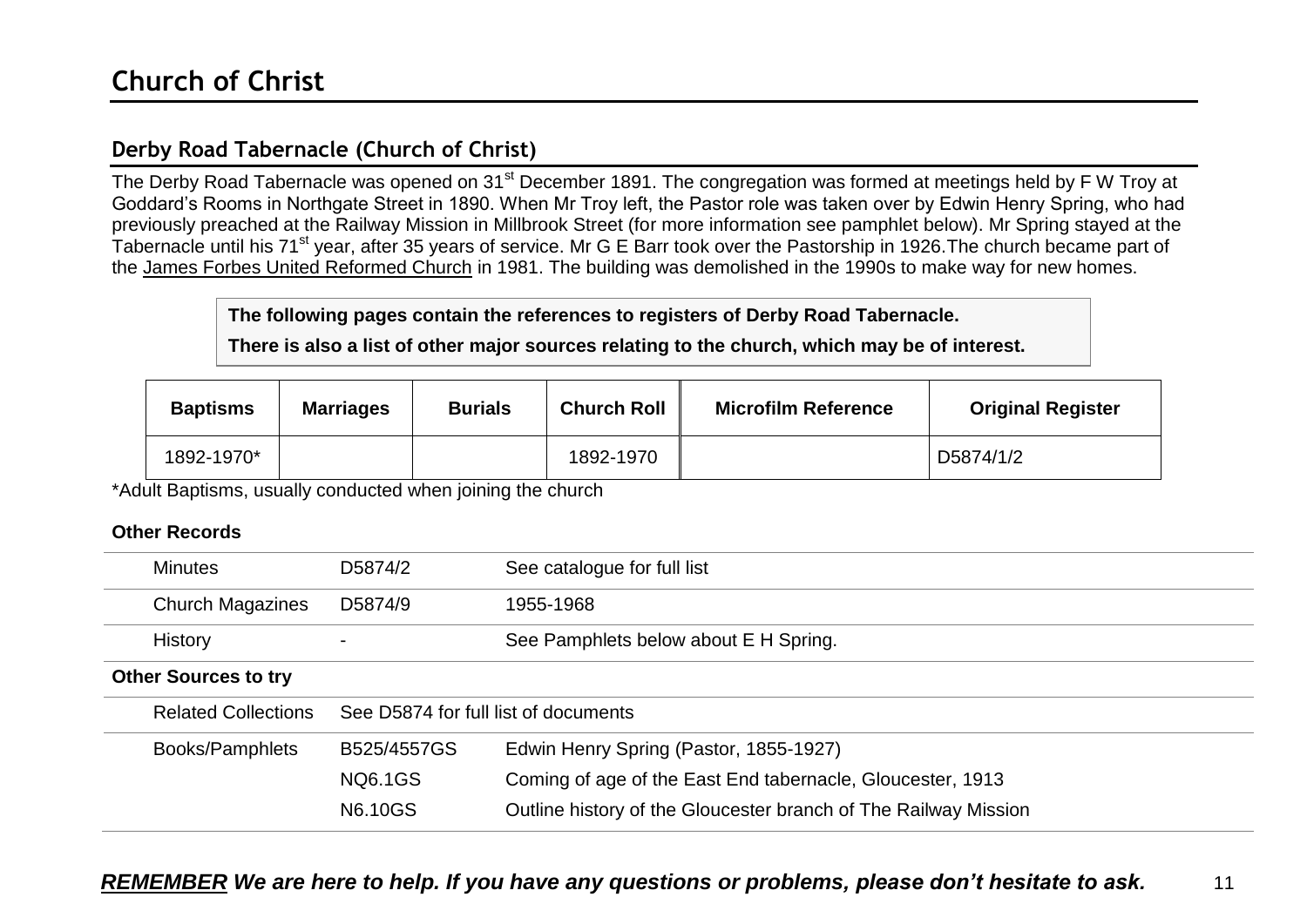# Church of Christ

## Derby Road Tabernacle (Church of Christ)

The Derby Road Tabernacle was opened on 31st December 1891. The congregation was formed at meetings held by F W Troy at Goddard's Rooms in Northgate Street in 1890. When Mr Troy left, the Pastor role was taken over by Edwin Henry Spring, who had previously preached at the Railway Mission in Millbrook Street (for more information see pamphlet below). Mr Spring stayed at the Tabernacle until his 71st year, after 35 years of service. Mr G E Barr took over the Pastorship in 1926.The church became part of the James Forbes United Reformed Church in 1981. The building was demolished in the 1990s to make way for new homes.

**The following pages contain the references to registers of Derby Road Tabernacle.**

**There is also a list of other major sources relating to the church, which may be of interest.**

| Baptisms | Marriages | Burials | Church Roll | Microfilm Reference | Original Register |
|---|---|---|---|---|---|
| 1892-1970* | | | 1892-1970 | | D5874/1/2 |

*Adult Baptisms, usually conducted when joining the church

**Other Records**

| | | |
|---|---|---|
| Minutes | D5874/2 | See catalogue for full list |
| Church Magazines | D5874/9 | 1955-1968 |
| History | - | See Pamphlets below about E H Spring. |

**Other Sources to try**

| | | |
|---|---|---|
| Related Collections | See D5874 for full list of documents | |
| Books/Pamphlets | B525/4557GS | Edwin Henry Spring (Pastor, 1855-1927) |
| | NQ6.1GS | Coming of age of the East End tabernacle, Gloucester, 1913 |
| | N6.10GS | Outline history of the Gloucester branch of The Railway Mission |

***REMEMBER We are here to help. If you have any questions or problems, please don't hesitate to ask.***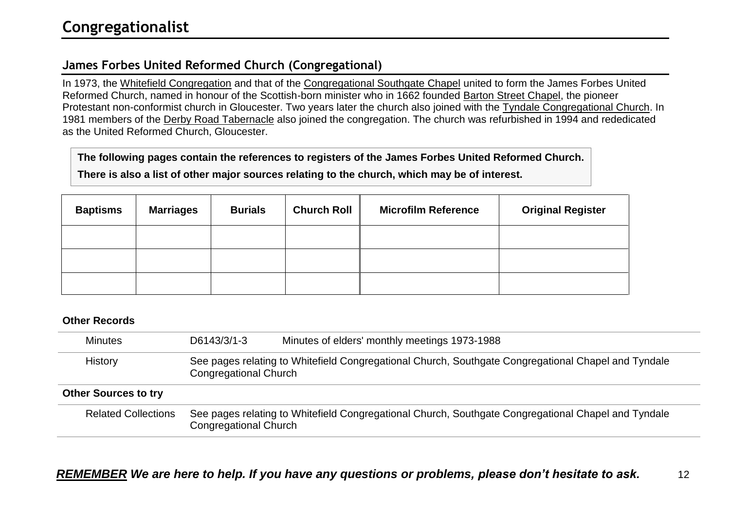# Congregationalist

## James Forbes United Reformed Church (Congregational)

In 1973, the Whitefield Congregation and that of the Congregational Southgate Chapel united to form the James Forbes United Reformed Church, named in honour of the Scottish-born minister who in 1662 founded Barton Street Chapel, the pioneer Protestant non-conformist church in Gloucester. Two years later the church also joined with the Tyndale Congregational Church. In 1981 members of the Derby Road Tabernacle also joined the congregation. The church was refurbished in 1994 and rededicated as the United Reformed Church, Gloucester.

**The following pages contain the references to registers of the James Forbes United Reformed Church.**

**There is also a list of other major sources relating to the church, which may be of interest.**

| Baptisms | Marriages | Burials | Church Roll | Microfilm Reference | Original Register |
|---|---|---|---|---|---|
| | | | | | |
| | | | | | |
| | | | | | |

**Other Records**

| | | |
|---|---|---|
| Minutes | D6143/3/1-3 | Minutes of elders' monthly meetings 1973-1988 |
| History | See pages relating to Whitefield Congregational Church, Southgate Congregational Chapel and Tyndale Congregational Church | |

**Other Sources to try**

| | |
|---|---|
| Related Collections | See pages relating to Whitefield Congregational Church, Southgate Congregational Chapel and Tyndale Congregational Church |

***REMEMBER We are here to help. If you have any questions or problems, please don't hesitate to ask.***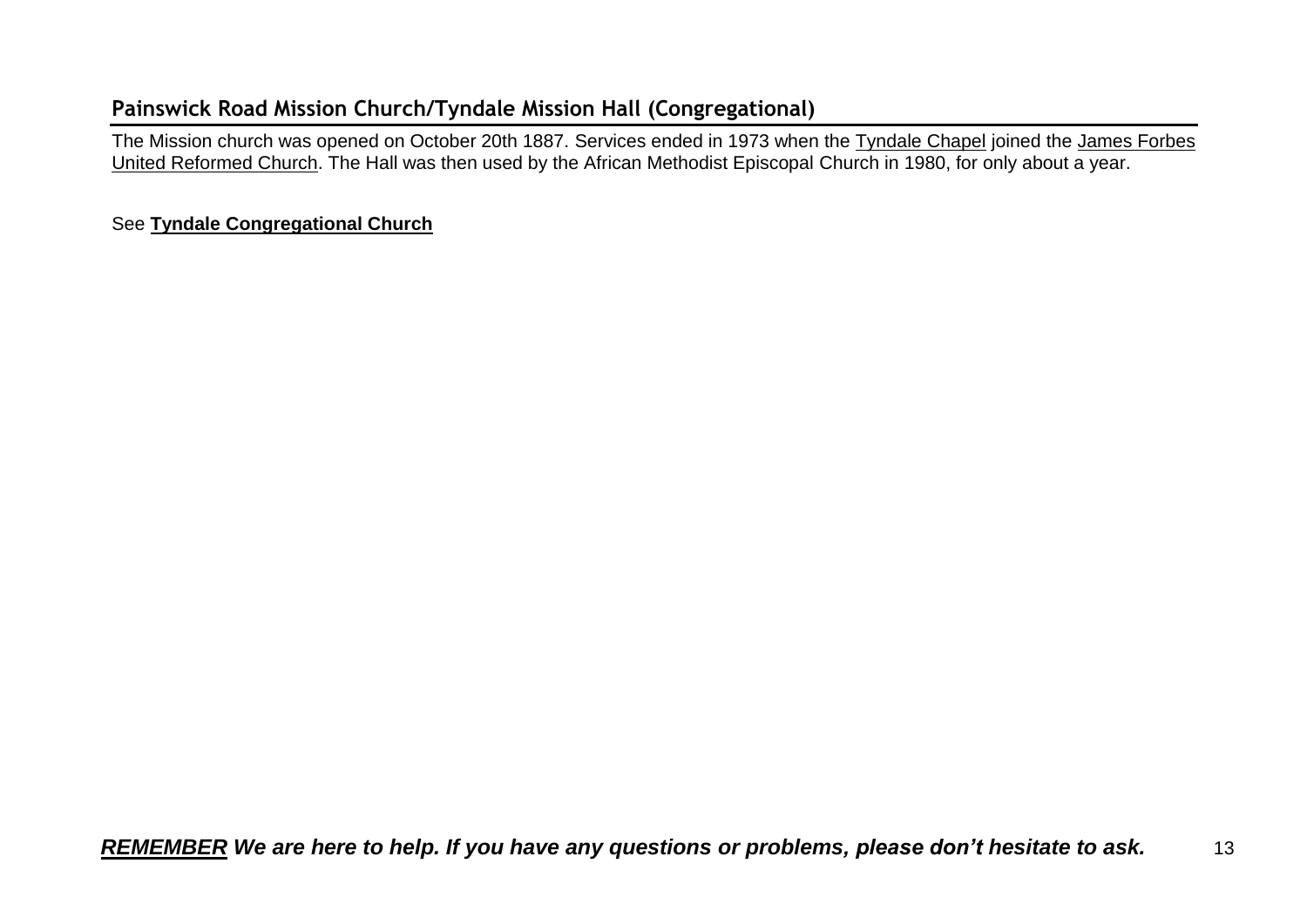## Painswick Road Mission Church/Tyndale Mission Hall (Congregational)

The Mission church was opened on October 20th 1887. Services ended in 1973 when the Tyndale Chapel joined the James Forbes United Reformed Church. The Hall was then used by the African Methodist Episcopal Church in 1980, for only about a year.

See **Tyndale Congregational Church**

***REMEMBER We are here to help. If you have any questions or problems, please don't hesitate to ask.***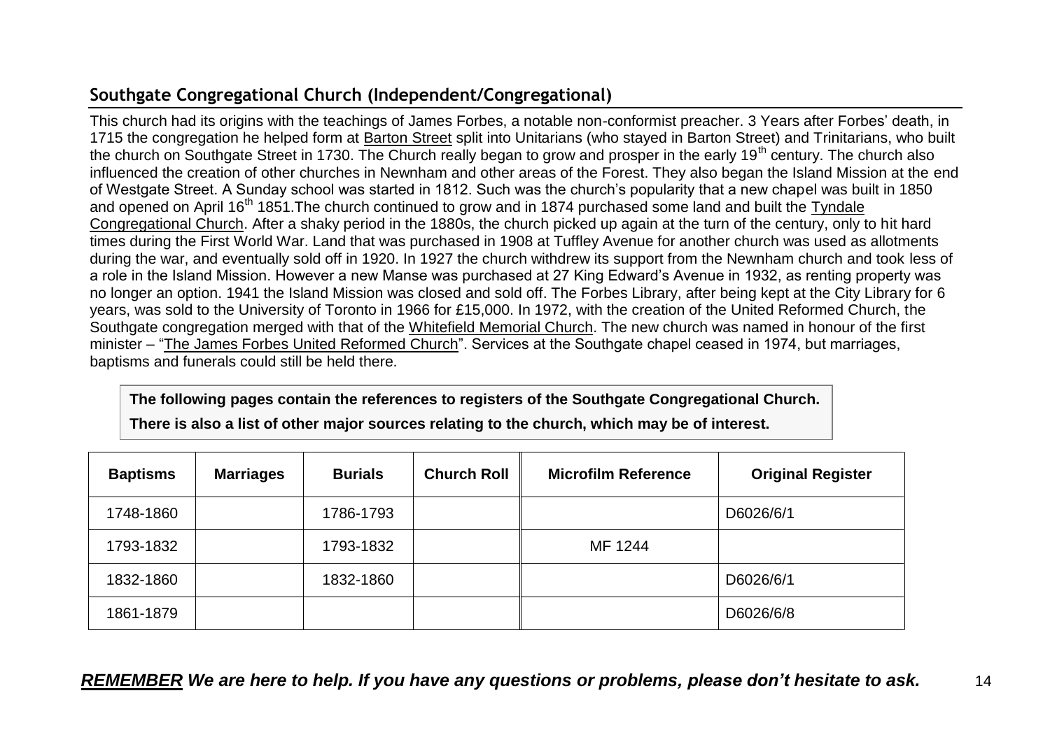## Southgate Congregational Church (Independent/Congregational)

This church had its origins with the teachings of James Forbes, a notable non-conformist preacher. 3 Years after Forbes' death, in 1715 the congregation he helped form at Barton Street split into Unitarians (who stayed in Barton Street) and Trinitarians, who built the church on Southgate Street in 1730. The Church really began to grow and prosper in the early 19th century. The church also influenced the creation of other churches in Newnham and other areas of the Forest. They also began the Island Mission at the end of Westgate Street. A Sunday school was started in 1812. Such was the church's popularity that a new chapel was built in 1850 and opened on April 16th 1851.The church continued to grow and in 1874 purchased some land and built the Tyndale Congregational Church. After a shaky period in the 1880s, the church picked up again at the turn of the century, only to hit hard times during the First World War. Land that was purchased in 1908 at Tuffley Avenue for another church was used as allotments during the war, and eventually sold off in 1920. In 1927 the church withdrew its support from the Newnham church and took less of a role in the Island Mission. However a new Manse was purchased at 27 King Edward's Avenue in 1932, as renting property was no longer an option. 1941 the Island Mission was closed and sold off. The Forbes Library, after being kept at the City Library for 6 years, was sold to the University of Toronto in 1966 for £15,000. In 1972, with the creation of the United Reformed Church, the Southgate congregation merged with that of the Whitefield Memorial Church. The new church was named in honour of the first minister – "The James Forbes United Reformed Church". Services at the Southgate chapel ceased in 1974, but marriages, baptisms and funerals could still be held there.

**The following pages contain the references to registers of the Southgate Congregational Church.**

**There is also a list of other major sources relating to the church, which may be of interest.**

| Baptisms | Marriages | Burials | Church Roll | Microfilm Reference | Original Register |
|---|---|---|---|---|---|
| 1748-1860 | | 1786-1793 | | | D6026/6/1 |
| 1793-1832 | | 1793-1832 | | MF 1244 | |
| 1832-1860 | | 1832-1860 | | | D6026/6/1 |
| 1861-1879 | | | | | D6026/6/8 |

***REMEMBER We are here to help. If you have any questions or problems, please don't hesitate to ask.***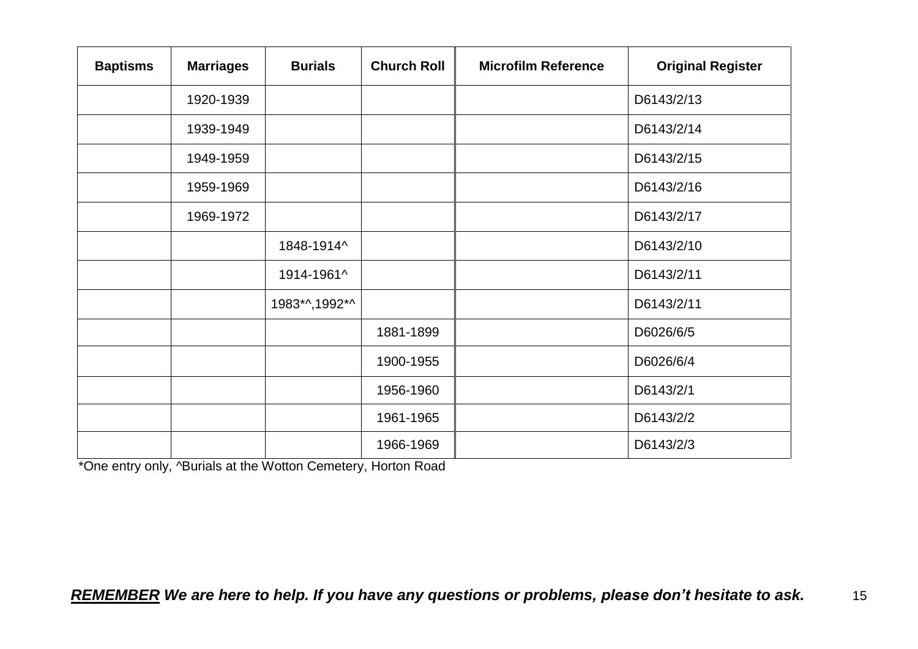| Baptisms | Marriages | Burials | Church Roll | Microfilm Reference | Original Register |
|---|---|---|---|---|---|
| | 1920-1939 | | | | D6143/2/13 |
| | 1939-1949 | | | | D6143/2/14 |
| | 1949-1959 | | | | D6143/2/15 |
| | 1959-1969 | | | | D6143/2/16 |
| | 1969-1972 | | | | D6143/2/17 |
| | | 1848-1914^ | | | D6143/2/10 |
| | | 1914-1961^ | | | D6143/2/11 |
| | | 1983*^,1992*^ | | | D6143/2/11 |
| | | | 1881-1899 | | D6026/6/5 |
| | | | 1900-1955 | | D6026/6/4 |
| | | | 1956-1960 | | D6143/2/1 |
| | | | 1961-1965 | | D6143/2/2 |
| | | | 1966-1969 | | D6143/2/3 |

*One entry only, ^Burials at the Wotton Cemetery, Horton Road

***REMEMBER** We are here to help. If you have any questions or problems, please don't hesitate to ask.*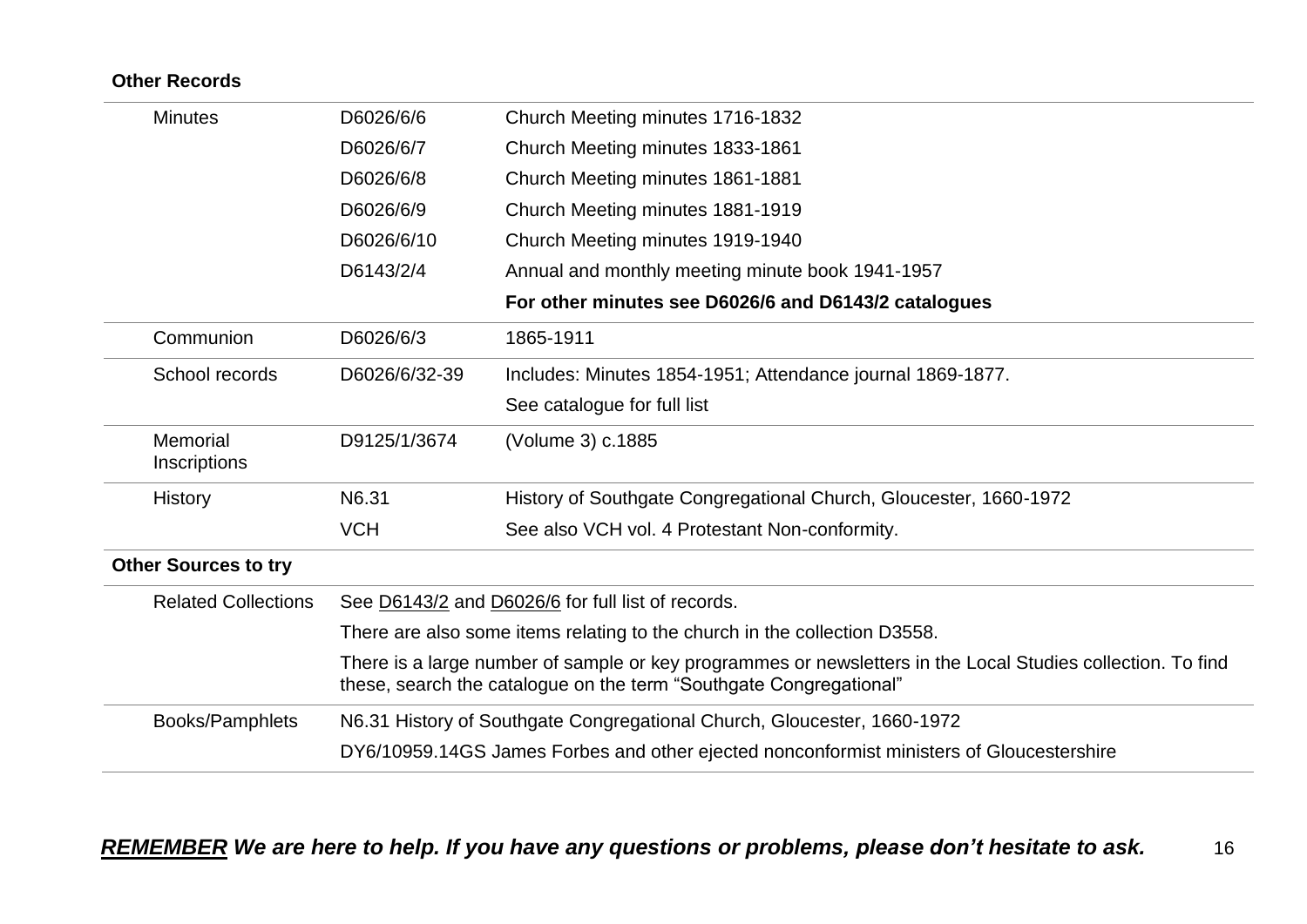**Other Records**

| | | |
|---|---|---|
| Minutes | D6026/6/6 | Church Meeting minutes 1716-1832 |
| | D6026/6/7 | Church Meeting minutes 1833-1861 |
| | D6026/6/8 | Church Meeting minutes 1861-1881 |
| | D6026/6/9 | Church Meeting minutes 1881-1919 |
| | D6026/6/10 | Church Meeting minutes 1919-1940 |
| | D6143/2/4 | Annual and monthly meeting minute book 1941-1957 |
| | | **For other minutes see D6026/6 and D6143/2 catalogues** |
| Communion | D6026/6/3 | 1865-1911 |
| School records | D6026/6/32-39 | Includes: Minutes 1854-1951; Attendance journal 1869-1877. |
| | | See catalogue for full list |
| Memorial Inscriptions | D9125/1/3674 | (Volume 3) c.1885 |
| History | N6.31 | History of Southgate Congregational Church, Gloucester, 1660-1972 |
| | VCH | See also VCH vol. 4 Protestant Non-conformity. |

**Other Sources to try**

| | |
|---|---|
| Related Collections | See D6143/2 and D6026/6 for full list of records. |
| | There are also some items relating to the church in the collection D3558. |
| | There is a large number of sample or key programmes or newsletters in the Local Studies collection. To find these, search the catalogue on the term "Southgate Congregational" |
| Books/Pamphlets | N6.31 History of Southgate Congregational Church, Gloucester, 1660-1972 |
| | DY6/10959.14GS James Forbes and other ejected nonconformist ministers of Gloucestershire |

***REMEMBER We are here to help. If you have any questions or problems, please don't hesitate to ask.***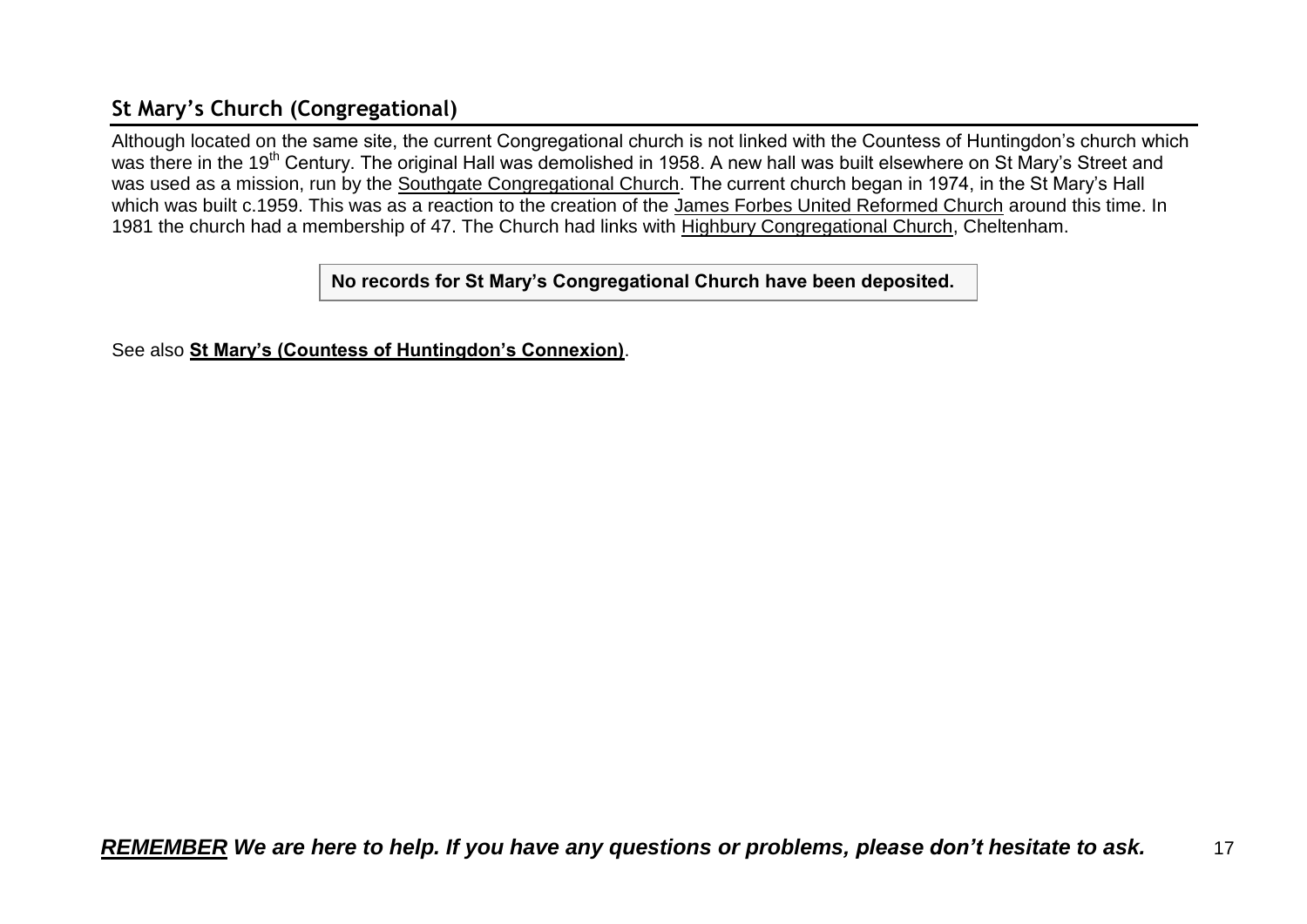## St Mary's Church (Congregational)

Although located on the same site, the current Congregational church is not linked with the Countess of Huntingdon's church which was there in the 19th Century. The original Hall was demolished in 1958. A new hall was built elsewhere on St Mary's Street and was used as a mission, run by the Southgate Congregational Church. The current church began in 1974, in the St Mary's Hall which was built c.1959. This was as a reaction to the creation of the James Forbes United Reformed Church around this time. In 1981 the church had a membership of 47. The Church had links with Highbury Congregational Church, Cheltenham.

**No records for St Mary's Congregational Church have been deposited.**

See also **St Mary's (Countess of Huntingdon's Connexion)**.

***REMEMBER We are here to help. If you have any questions or problems, please don't hesitate to ask.***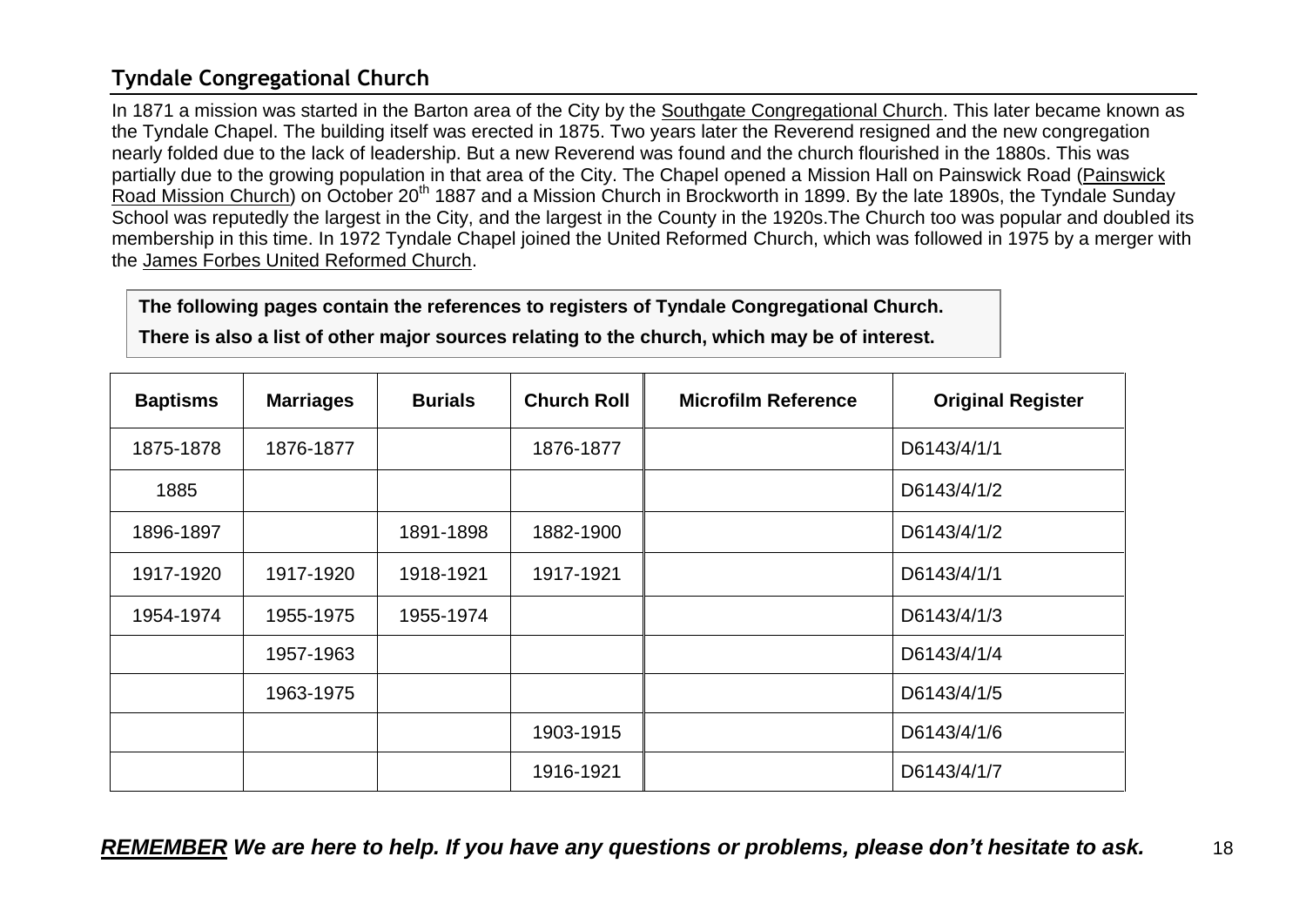## Tyndale Congregational Church

In 1871 a mission was started in the Barton area of the City by the Southgate Congregational Church. This later became known as the Tyndale Chapel. The building itself was erected in 1875. Two years later the Reverend resigned and the new congregation nearly folded due to the lack of leadership. But a new Reverend was found and the church flourished in the 1880s. This was partially due to the growing population in that area of the City. The Chapel opened a Mission Hall on Painswick Road (Painswick Road Mission Church) on October 20th 1887 and a Mission Church in Brockworth in 1899. By the late 1890s, the Tyndale Sunday School was reputedly the largest in the City, and the largest in the County in the 1920s.The Church too was popular and doubled its membership in this time. In 1972 Tyndale Chapel joined the United Reformed Church, which was followed in 1975 by a merger with the James Forbes United Reformed Church.

**The following pages contain the references to registers of Tyndale Congregational Church.**

**There is also a list of other major sources relating to the church, which may be of interest.**

| Baptisms | Marriages | Burials | Church Roll | Microfilm Reference | Original Register |
|---|---|---|---|---|---|
| 1875-1878 | 1876-1877 | | 1876-1877 | | D6143/4/1/1 |
| 1885 | | | | | D6143/4/1/2 |
| 1896-1897 | | 1891-1898 | 1882-1900 | | D6143/4/1/2 |
| 1917-1920 | 1917-1920 | 1918-1921 | 1917-1921 | | D6143/4/1/1 |
| 1954-1974 | 1955-1975 | 1955-1974 | | | D6143/4/1/3 |
| | 1957-1963 | | | | D6143/4/1/4 |
| | 1963-1975 | | | | D6143/4/1/5 |
| | | | 1903-1915 | | D6143/4/1/6 |
| | | | 1916-1921 | | D6143/4/1/7 |

***REMEMBER We are here to help. If you have any questions or problems, please don't hesitate to ask.***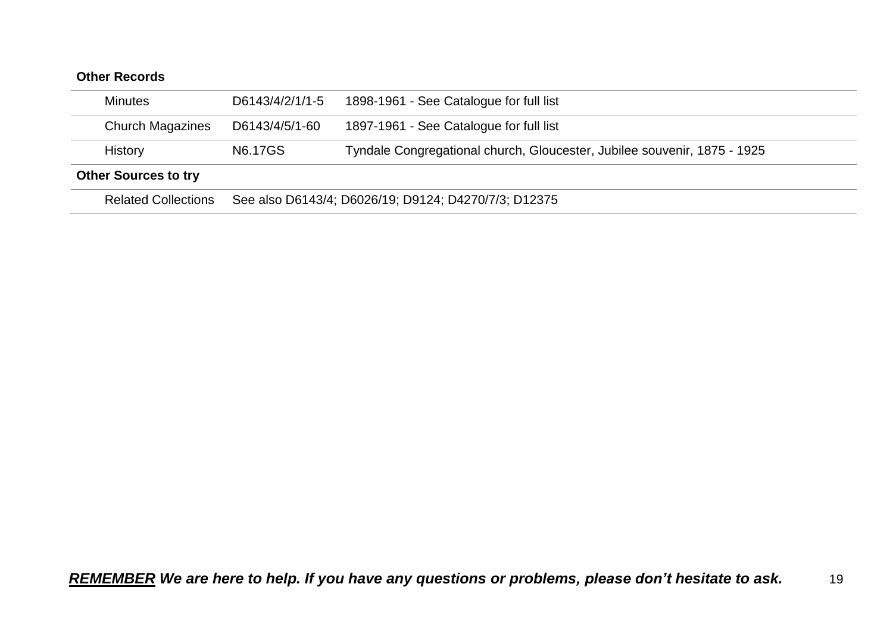**Other Records**

| | | |
|---|---|---|
| Minutes | D6143/4/2/1/1-5 | 1898-1961 - See Catalogue for full list |
| Church Magazines | D6143/4/5/1-60 | 1897-1961 - See Catalogue for full list |
| History | N6.17GS | Tyndale Congregational church, Gloucester, Jubilee souvenir, 1875 - 1925 |

**Other Sources to try**

| | |
|---|---|
| Related Collections | See also D6143/4; D6026/19; D9124; D4270/7/3; D12375 |

***REMEMBER* We are here to help. If you have any questions or problems, please don't hesitate to ask.**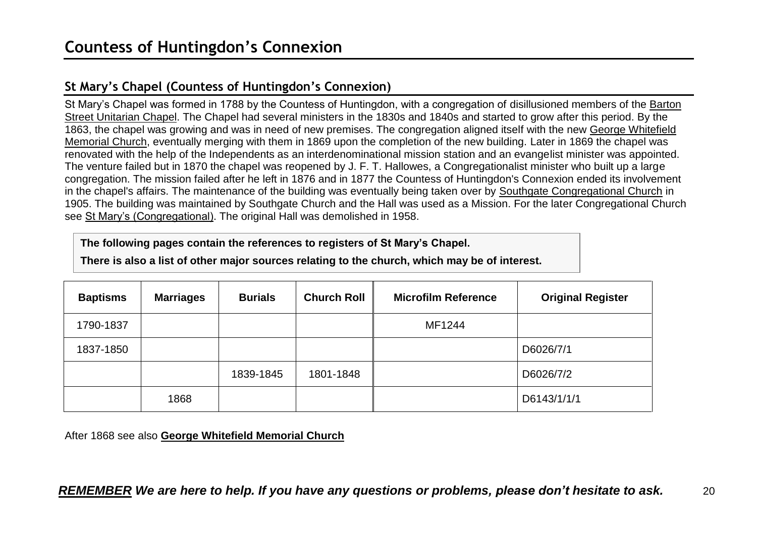# Countess of Huntingdon's Connexion

## St Mary's Chapel (Countess of Huntingdon's Connexion)

St Mary's Chapel was formed in 1788 by the Countess of Huntingdon, with a congregation of disillusioned members of the Barton Street Unitarian Chapel. The Chapel had several ministers in the 1830s and 1840s and started to grow after this period. By the 1863, the chapel was growing and was in need of new premises. The congregation aligned itself with the new George Whitefield Memorial Church, eventually merging with them in 1869 upon the completion of the new building. Later in 1869 the chapel was renovated with the help of the Independents as an interdenominational mission station and an evangelist minister was appointed. The venture failed but in 1870 the chapel was reopened by J. F. T. Hallowes, a Congregationalist minister who built up a large congregation. The mission failed after he left in 1876 and in 1877 the Countess of Huntingdon's Connexion ended its involvement in the chapel's affairs. The maintenance of the building was eventually being taken over by Southgate Congregational Church in 1905. The building was maintained by Southgate Church and the Hall was used as a Mission. For the later Congregational Church see St Mary's (Congregational). The original Hall was demolished in 1958.

**The following pages contain the references to registers of St Mary's Chapel.**

**There is also a list of other major sources relating to the church, which may be of interest.**

| Baptisms | Marriages | Burials | Church Roll | Microfilm Reference | Original Register |
|---|---|---|---|---|---|
| 1790-1837 | | | | MF1244 | |
| 1837-1850 | | | | | D6026/7/1 |
| | | 1839-1845 | 1801-1848 | | D6026/7/2 |
| | 1868 | | | | D6143/1/1/1 |

After 1868 see also **George Whitefield Memorial Church**

***REMEMBER We are here to help. If you have any questions or problems, please don't hesitate to ask.***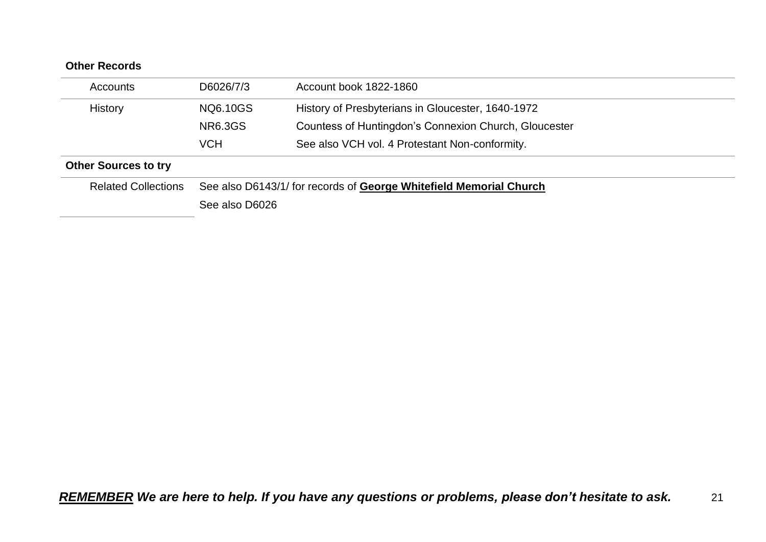**Other Records**

| | | |
|---|---|---|
| Accounts | D6026/7/3 | Account book 1822-1860 |
| History | NQ6.10GS | History of Presbyterians in Gloucester, 1640-1972 |
| | NR6.3GS | Countess of Huntingdon's Connexion Church, Gloucester |
| | VCH | See also VCH vol. 4 Protestant Non-conformity. |

**Other Sources to try**

| | |
|---|---|
| Related Collections | See also D6143/1/ for records of **George Whitefield Memorial Church** |
| | See also D6026 |

***REMEMBER* We are here to help. If you have any questions or problems, please don't hesitate to ask.**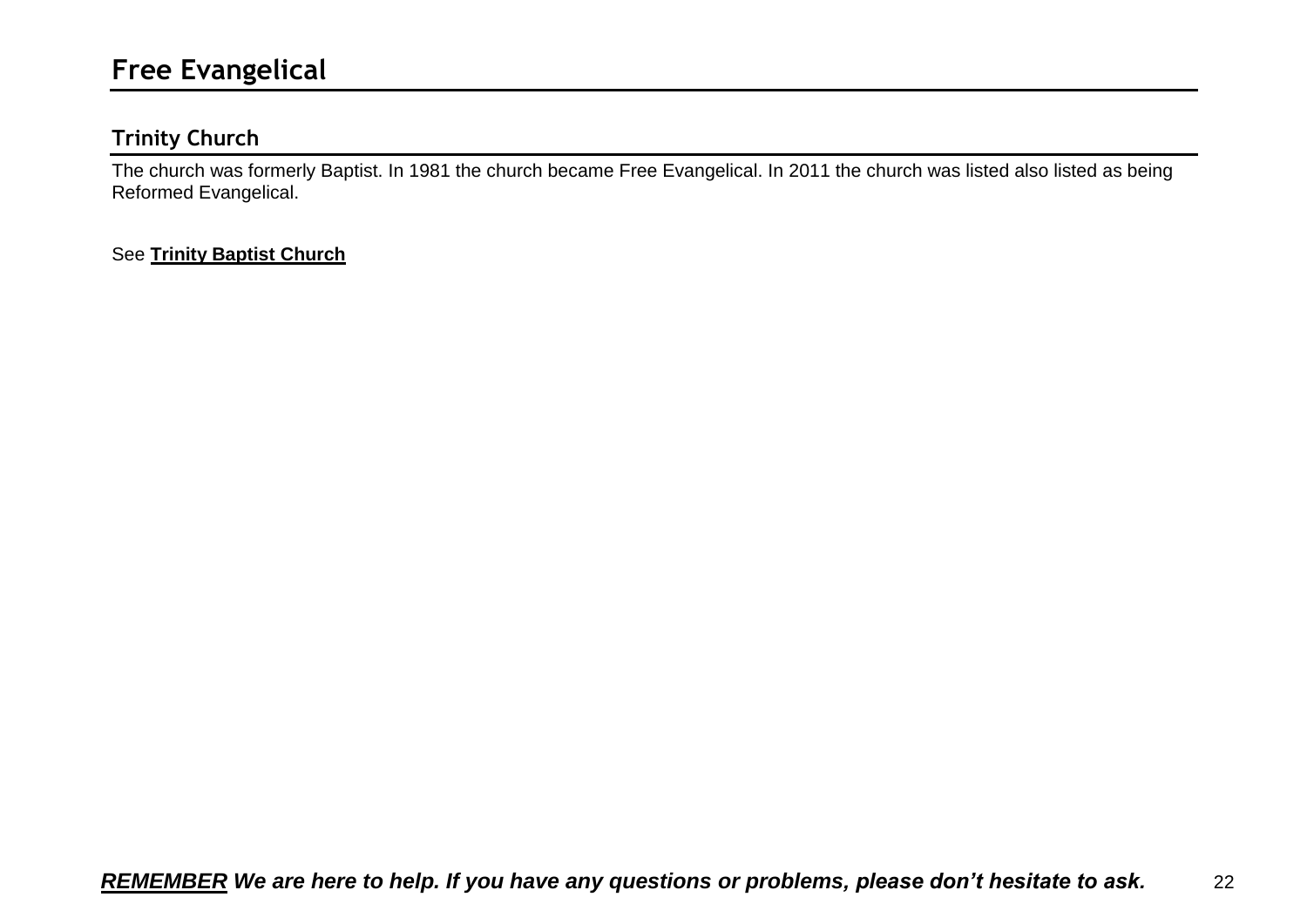# Free Evangelical

## Trinity Church

The church was formerly Baptist. In 1981 the church became Free Evangelical. In 2011 the church was listed also listed as being Reformed Evangelical.

See **Trinity Baptist Church**

***REMEMBER We are here to help. If you have any questions or problems, please don't hesitate to ask.***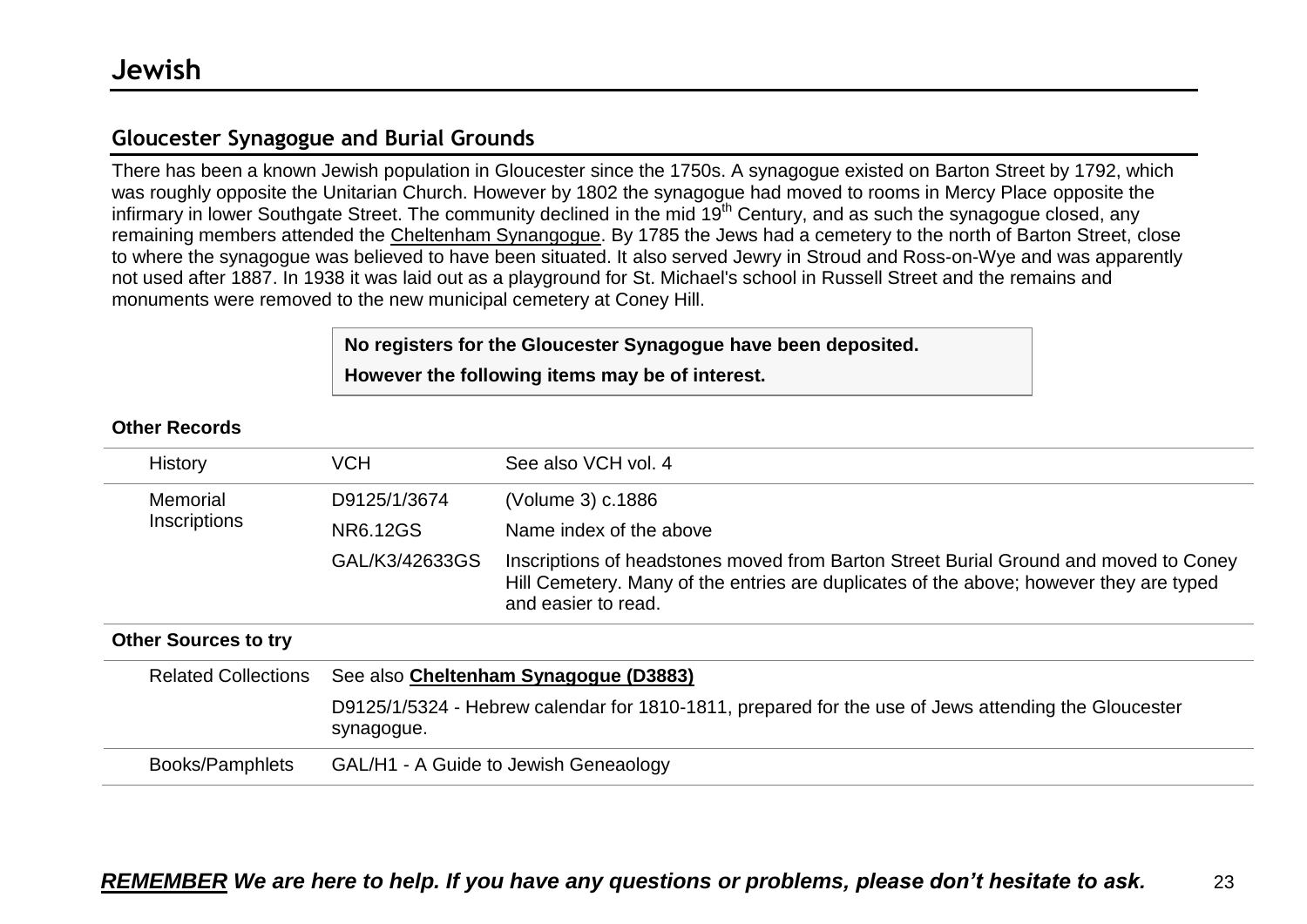# Jewish

## Gloucester Synagogue and Burial Grounds

There has been a known Jewish population in Gloucester since the 1750s. A synagogue existed on Barton Street by 1792, which was roughly opposite the Unitarian Church. However by 1802 the synagogue had moved to rooms in Mercy Place opposite the infirmary in lower Southgate Street. The community declined in the mid 19th Century, and as such the synagogue closed, any remaining members attended the Cheltenham Synangogue. By 1785 the Jews had a cemetery to the north of Barton Street, close to where the synagogue was believed to have been situated. It also served Jewry in Stroud and Ross-on-Wye and was apparently not used after 1887. In 1938 it was laid out as a playground for St. Michael's school in Russell Street and the remains and monuments were removed to the new municipal cemetery at Coney Hill.

**No registers for the Gloucester Synagogue have been deposited.**

**However the following items may be of interest.**

**Other Records**

| | | |
|---|---|---|
| History | VCH | See also VCH vol. 4 |
| Memorial Inscriptions | D9125/1/3674 | (Volume 3) c.1886 |
| | NR6.12GS | Name index of the above |
| | GAL/K3/42633GS | Inscriptions of headstones moved from Barton Street Burial Ground and moved to Coney Hill Cemetery. Many of the entries are duplicates of the above; however they are typed and easier to read. |

**Other Sources to try**

| | |
|---|---|
| Related Collections | See also **Cheltenham Synagogue (D3883)** |
| | D9125/1/5324 - Hebrew calendar for 1810-1811, prepared for the use of Jews attending the Gloucester synagogue. |
| Books/Pamphlets | GAL/H1 - A Guide to Jewish Geneaology |

***REMEMBER We are here to help. If you have any questions or problems, please don't hesitate to ask.***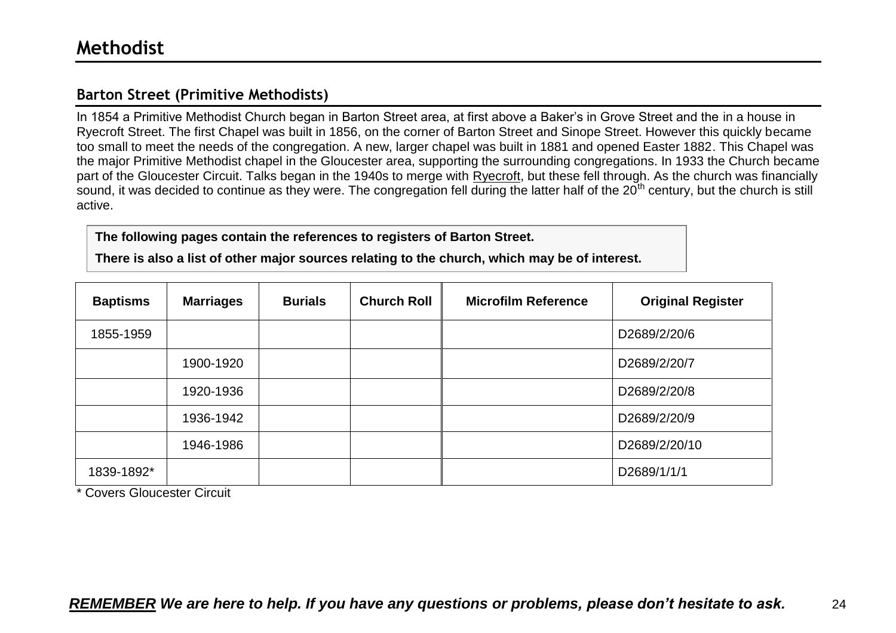# Methodist

## Barton Street (Primitive Methodists)

In 1854 a Primitive Methodist Church began in Barton Street area, at first above a Baker's in Grove Street and the in a house in Ryecroft Street. The first Chapel was built in 1856, on the corner of Barton Street and Sinope Street. However this quickly became too small to meet the needs of the congregation. A new, larger chapel was built in 1881 and opened Easter 1882. This Chapel was the major Primitive Methodist chapel in the Gloucester area, supporting the surrounding congregations. In 1933 the Church became part of the Gloucester Circuit. Talks began in the 1940s to merge with Ryecroft, but these fell through. As the church was financially sound, it was decided to continue as they were. The congregation fell during the latter half of the 20th century, but the church is still active.

**The following pages contain the references to registers of Barton Street.**

**There is also a list of other major sources relating to the church, which may be of interest.**

| Baptisms | Marriages | Burials | Church Roll | Microfilm Reference | Original Register |
|---|---|---|---|---|---|
| 1855-1959 | | | | | D2689/2/20/6 |
| | 1900-1920 | | | | D2689/2/20/7 |
| | 1920-1936 | | | | D2689/2/20/8 |
| | 1936-1942 | | | | D2689/2/20/9 |
| | 1946-1986 | | | | D2689/2/20/10 |
| 1839-1892* | | | | | D2689/1/1/1 |

* Covers Gloucester Circuit

***REMEMBER* *We are here to help. If you have any questions or problems, please don't hesitate to ask.***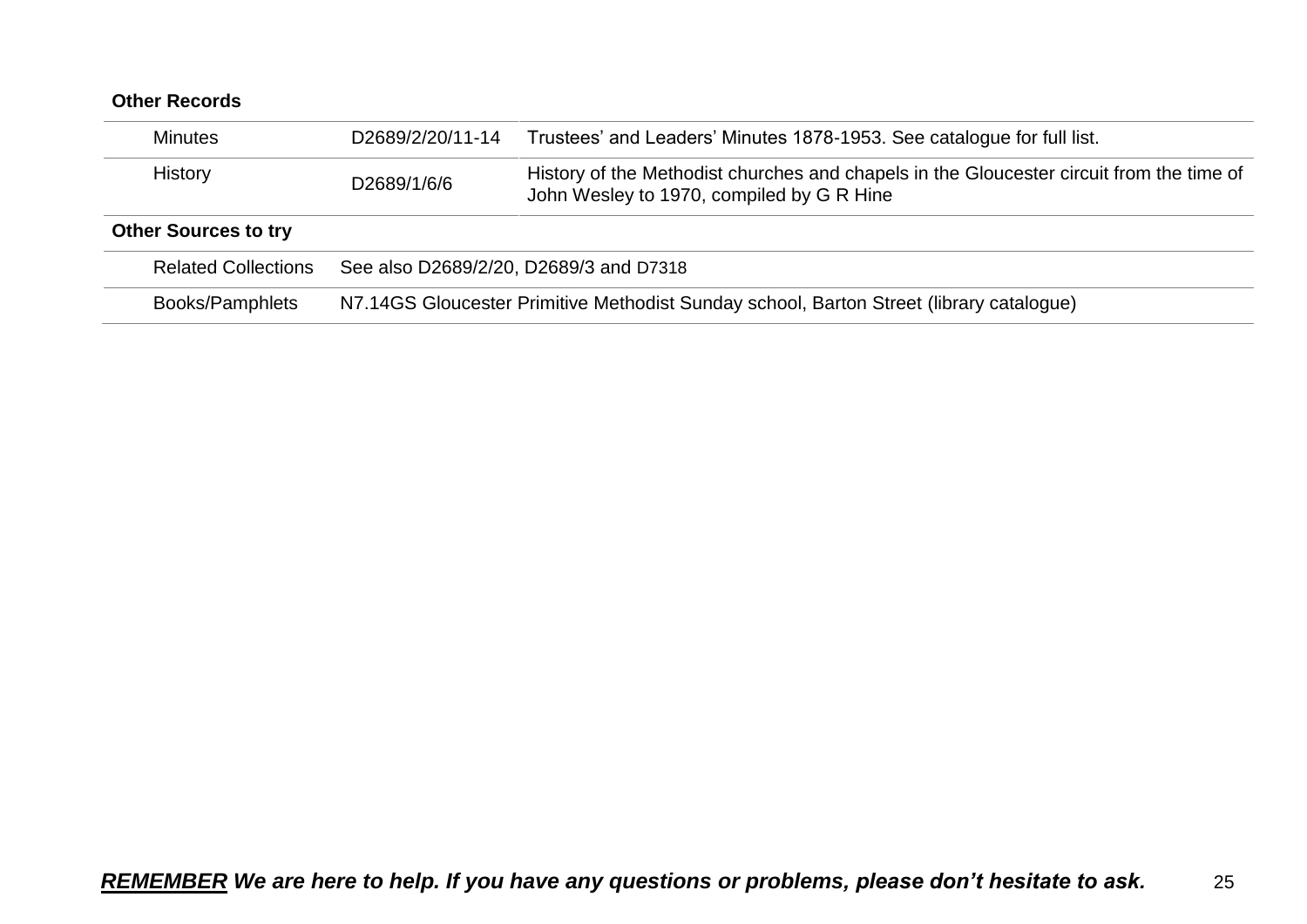**Other Records**

| | | |
|---|---|---|
| Minutes | D2689/2/20/11-14 | Trustees' and Leaders' Minutes 1878-1953. See catalogue for full list. |
| History | D2689/1/6/6 | History of the Methodist churches and chapels in the Gloucester circuit from the time of John Wesley to 1970, compiled by G R Hine |

**Other Sources to try**

| | |
|---|---|
| Related Collections | See also D2689/2/20, D2689/3 and D7318 |
| Books/Pamphlets | N7.14GS Gloucester Primitive Methodist Sunday school, Barton Street (library catalogue) |

***REMEMBER** We are here to help. If you have any questions or problems, please don't hesitate to ask.*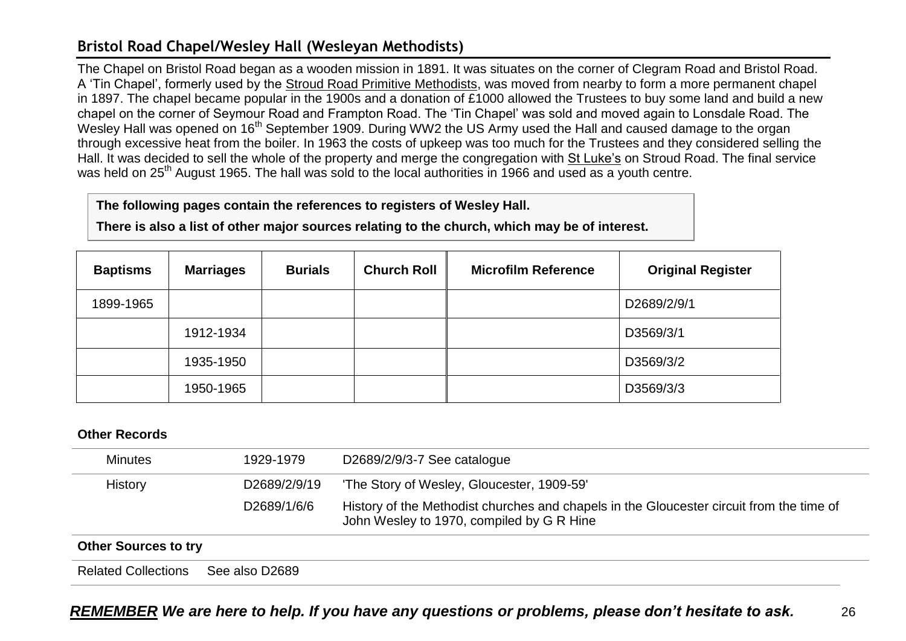## Bristol Road Chapel/Wesley Hall (Wesleyan Methodists)

The Chapel on Bristol Road began as a wooden mission in 1891. It was situates on the corner of Clegram Road and Bristol Road. A 'Tin Chapel', formerly used by the Stroud Road Primitive Methodists, was moved from nearby to form a more permanent chapel in 1897. The chapel became popular in the 1900s and a donation of £1000 allowed the Trustees to buy some land and build a new chapel on the corner of Seymour Road and Frampton Road. The 'Tin Chapel' was sold and moved again to Lonsdale Road. The Wesley Hall was opened on 16th September 1909. During WW2 the US Army used the Hall and caused damage to the organ through excessive heat from the boiler. In 1963 the costs of upkeep was too much for the Trustees and they considered selling the Hall. It was decided to sell the whole of the property and merge the congregation with St Luke's on Stroud Road. The final service was held on 25th August 1965. The hall was sold to the local authorities in 1966 and used as a youth centre.

**The following pages contain the references to registers of Wesley Hall.**

**There is also a list of other major sources relating to the church, which may be of interest.**

| Baptisms | Marriages | Burials | Church Roll | Microfilm Reference | Original Register |
|---|---|---|---|---|---|
| 1899-1965 | | | | | D2689/2/9/1 |
| | 1912-1934 | | | | D3569/3/1 |
| | 1935-1950 | | | | D3569/3/2 |
| | 1950-1965 | | | | D3569/3/3 |

**Other Records**

| | | |
|---|---|---|
| Minutes | 1929-1979 | D2689/2/9/3-7 See catalogue |
| History | D2689/2/9/19 | 'The Story of Wesley, Gloucester, 1909-59' |
| | D2689/1/6/6 | History of the Methodist churches and chapels in the Gloucester circuit from the time of John Wesley to 1970, compiled by G R Hine |

**Other Sources to try**

Related Collections See also D2689

***REMEMBER We are here to help. If you have any questions or problems, please don't hesitate to ask.***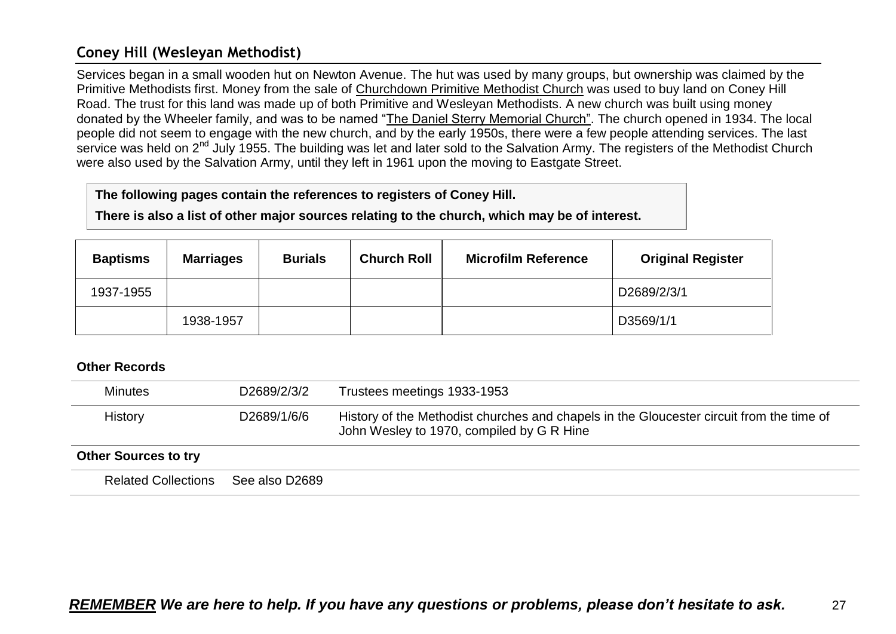## Coney Hill (Wesleyan Methodist)

Services began in a small wooden hut on Newton Avenue. The hut was used by many groups, but ownership was claimed by the Primitive Methodists first. Money from the sale of Churchdown Primitive Methodist Church was used to buy land on Coney Hill Road. The trust for this land was made up of both Primitive and Wesleyan Methodists. A new church was built using money donated by the Wheeler family, and was to be named "The Daniel Sterry Memorial Church". The church opened in 1934. The local people did not seem to engage with the new church, and by the early 1950s, there were a few people attending services. The last service was held on 2nd July 1955. The building was let and later sold to the Salvation Army. The registers of the Methodist Church were also used by the Salvation Army, until they left in 1961 upon the moving to Eastgate Street.

**The following pages contain the references to registers of Coney Hill.**

**There is also a list of other major sources relating to the church, which may be of interest.**

| Baptisms | Marriages | Burials | Church Roll | Microfilm Reference | Original Register |
|---|---|---|---|---|---|
| 1937-1955 | | | | | D2689/2/3/1 |
| | 1938-1957 | | | | D3569/1/1 |

**Other Records**

| | | |
|---|---|---|
| Minutes | D2689/2/3/2 | Trustees meetings 1933-1953 |
| History | D2689/1/6/6 | History of the Methodist churches and chapels in the Gloucester circuit from the time of John Wesley to 1970, compiled by G R Hine |

**Other Sources to try**

| | |
|---|---|
| Related Collections | See also D2689 |

***REMEMBER We are here to help. If you have any questions or problems, please don't hesitate to ask.***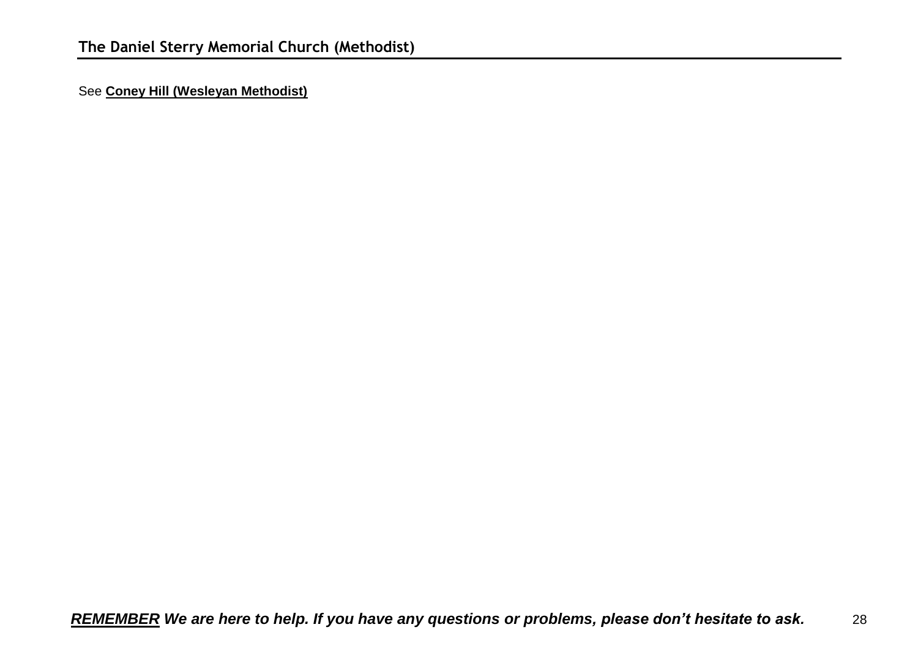## The Daniel Sterry Memorial Church (Methodist)

See **Coney Hill (Wesleyan Methodist)**

***REMEMBER* We are here to help. If you have any questions or problems, please don't hesitate to ask.**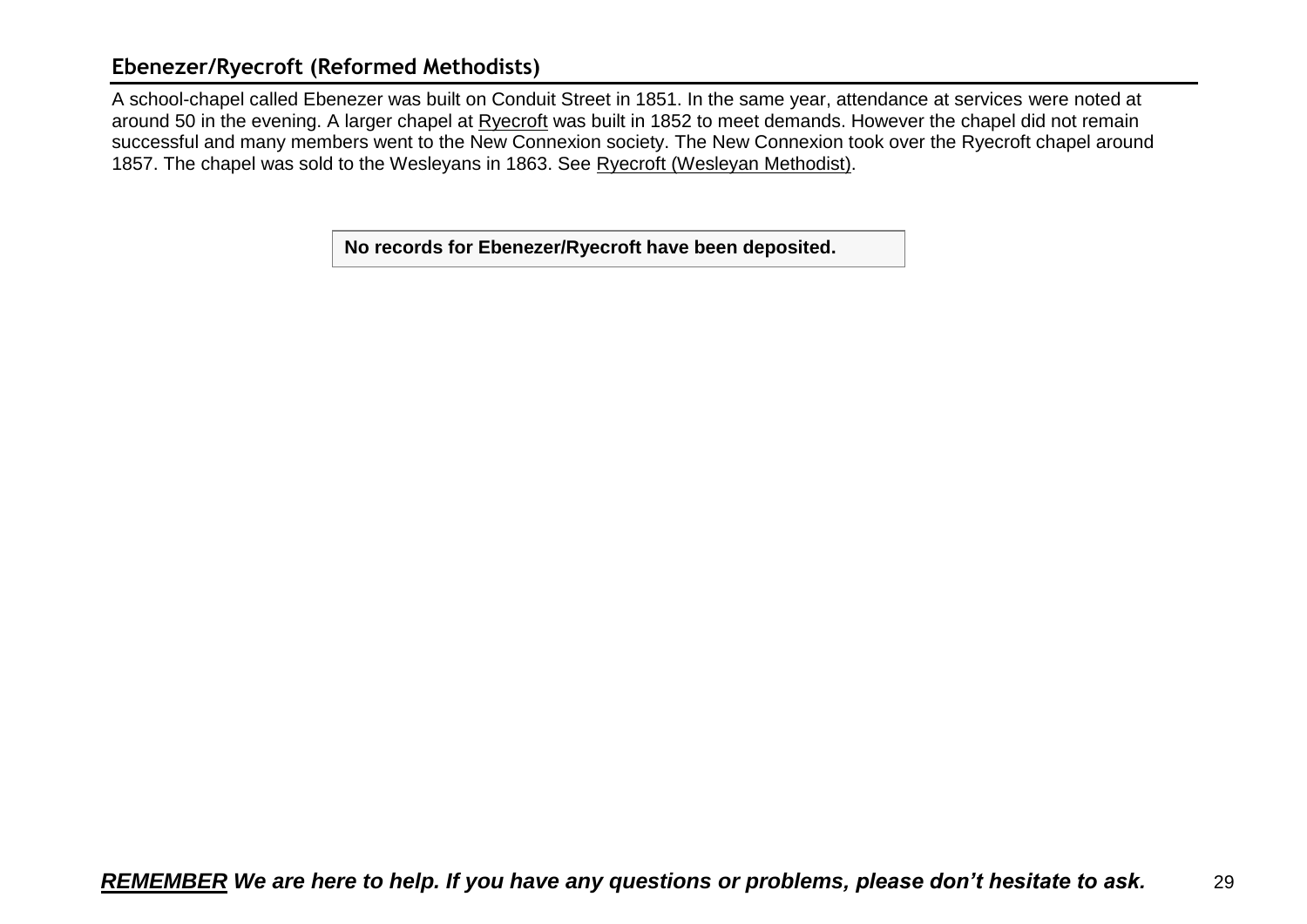## Ebenezer/Ryecroft (Reformed Methodists)

A school-chapel called Ebenezer was built on Conduit Street in 1851. In the same year, attendance at services were noted at around 50 in the evening. A larger chapel at Ryecroft was built in 1852 to meet demands. However the chapel did not remain successful and many members went to the New Connexion society. The New Connexion took over the Ryecroft chapel around 1857. The chapel was sold to the Wesleyans in 1863. See Ryecroft (Wesleyan Methodist).

| **No records for Ebenezer/Ryecroft have been deposited.** |
|---|

***REMEMBER We are here to help. If you have any questions or problems, please don't hesitate to ask.***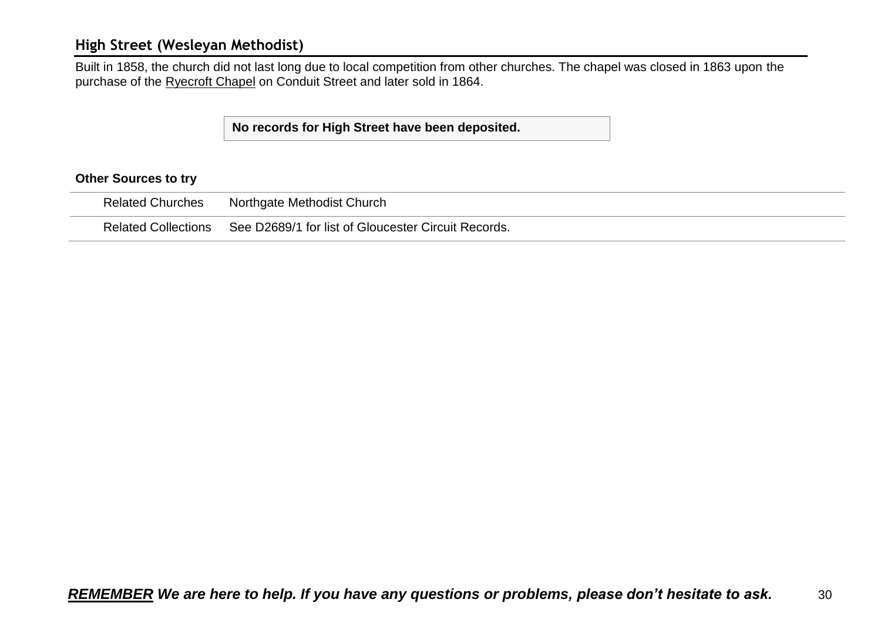## High Street (Wesleyan Methodist)

Built in 1858, the church did not last long due to local competition from other churches. The chapel was closed in 1863 upon the purchase of the Ryecroft Chapel on Conduit Street and later sold in 1864.

**No records for High Street have been deposited.**

**Other Sources to try**

| | |
|---|---|
| Related Churches | Northgate Methodist Church |
| Related Collections | See D2689/1 for list of Gloucester Circuit Records. |

***REMEMBER We are here to help. If you have any questions or problems, please don't hesitate to ask.***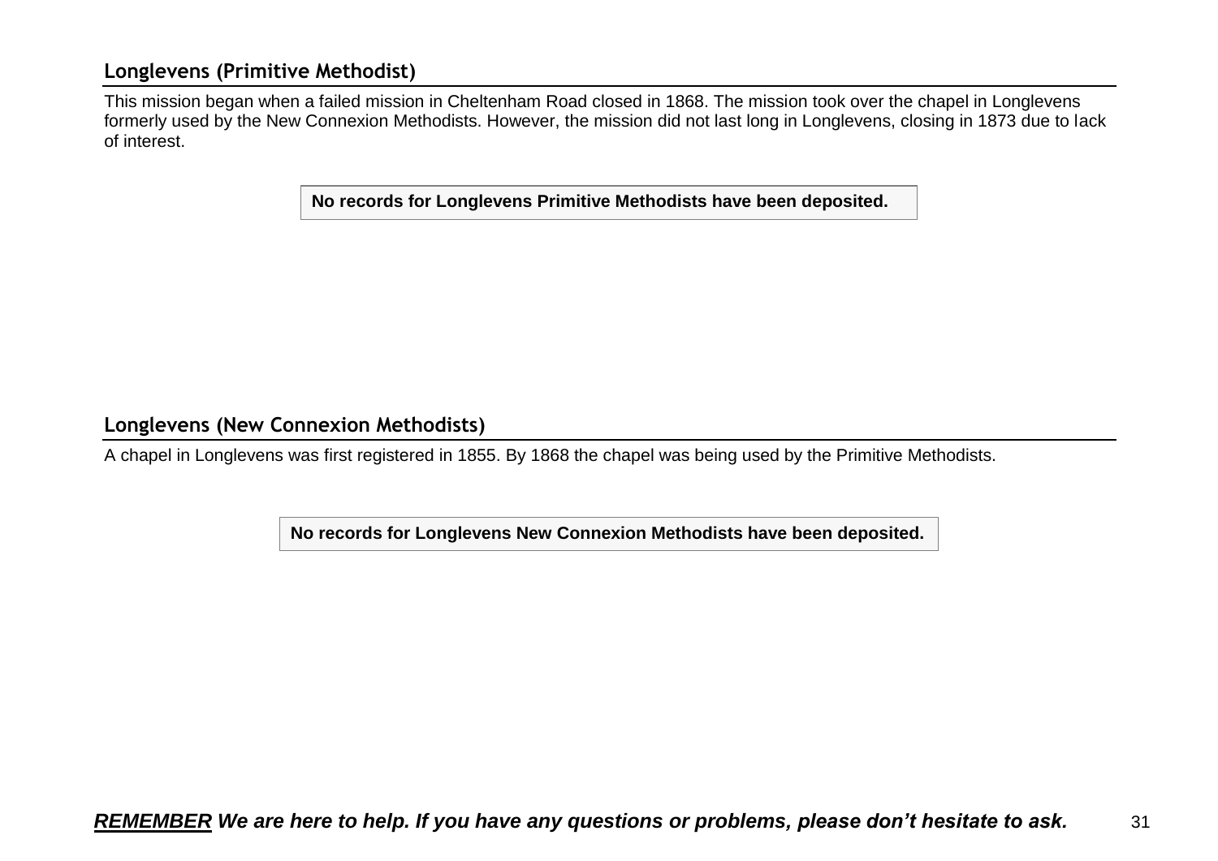## Longlevens (Primitive Methodist)

This mission began when a failed mission in Cheltenham Road closed in 1868. The mission took over the chapel in Longlevens formerly used by the New Connexion Methodists. However, the mission did not last long in Longlevens, closing in 1873 due to lack of interest.

**No records for Longlevens Primitive Methodists have been deposited.**

## Longlevens (New Connexion Methodists)

A chapel in Longlevens was first registered in 1855. By 1868 the chapel was being used by the Primitive Methodists.

**No records for Longlevens New Connexion Methodists have been deposited.**

***REMEMBER We are here to help. If you have any questions or problems, please don't hesitate to ask.***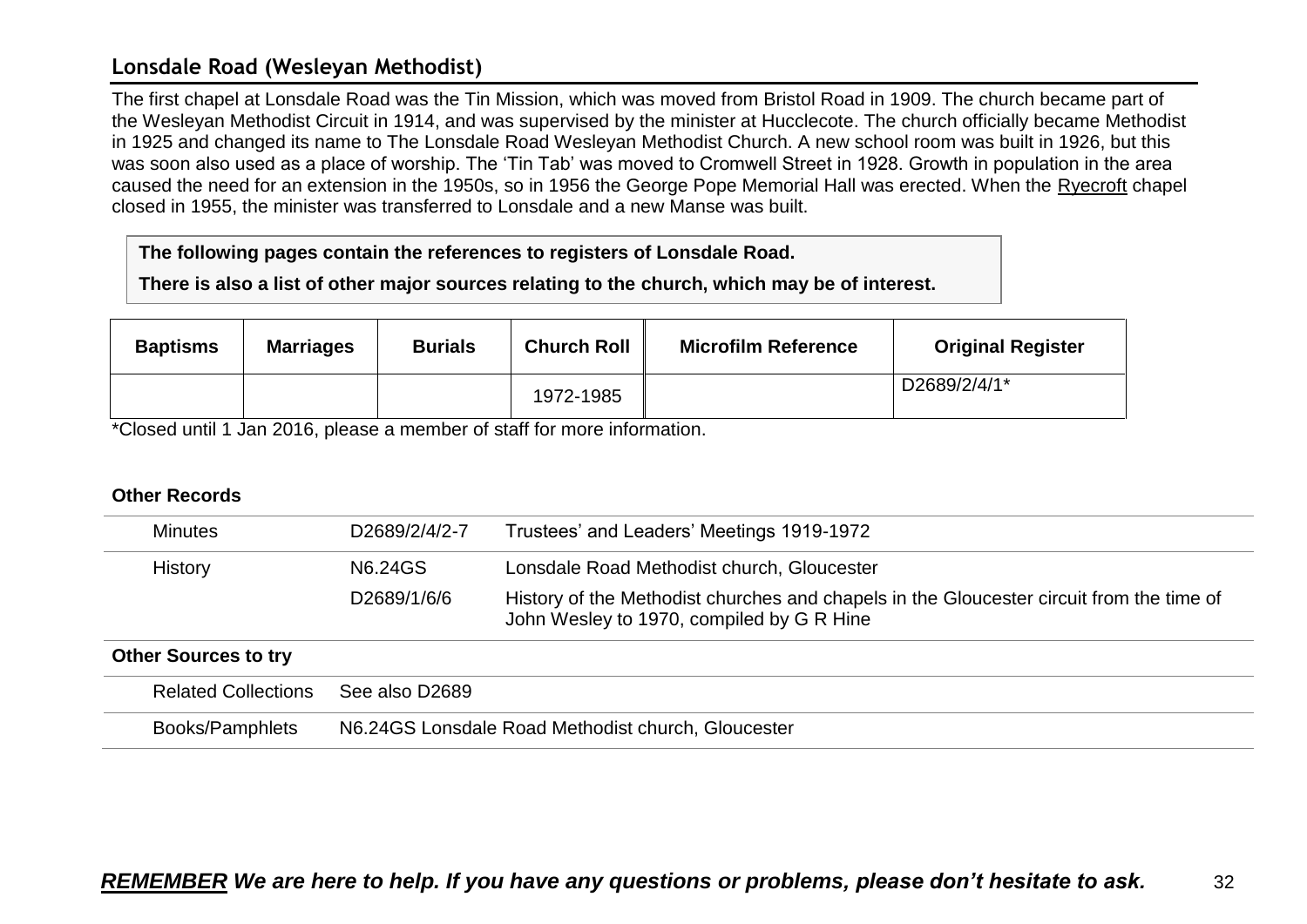## Lonsdale Road (Wesleyan Methodist)

The first chapel at Lonsdale Road was the Tin Mission, which was moved from Bristol Road in 1909. The church became part of the Wesleyan Methodist Circuit in 1914, and was supervised by the minister at Hucclecote. The church officially became Methodist in 1925 and changed its name to The Lonsdale Road Wesleyan Methodist Church. A new school room was built in 1926, but this was soon also used as a place of worship. The 'Tin Tab' was moved to Cromwell Street in 1928. Growth in population in the area caused the need for an extension in the 1950s, so in 1956 the George Pope Memorial Hall was erected. When the Ryecroft chapel closed in 1955, the minister was transferred to Lonsdale and a new Manse was built.

**The following pages contain the references to registers of Lonsdale Road.**

**There is also a list of other major sources relating to the church, which may be of interest.**

| Baptisms | Marriages | Burials | Church Roll | Microfilm Reference | Original Register |
|---|---|---|---|---|---|
| | | | 1972-1985 | | D2689/2/4/1* |

*Closed until 1 Jan 2016, please a member of staff for more information.

**Other Records**

| | | |
|---|---|---|
| Minutes | D2689/2/4/2-7 | Trustees' and Leaders' Meetings 1919-1972 |
| History | N6.24GS | Lonsdale Road Methodist church, Gloucester |
| | D2689/1/6/6 | History of the Methodist churches and chapels in the Gloucester circuit from the time of John Wesley to 1970, compiled by G R Hine |

**Other Sources to try**

| | |
|---|---|
| Related Collections | See also D2689 |
| Books/Pamphlets | N6.24GS Lonsdale Road Methodist church, Gloucester |

***REMEMBER We are here to help. If you have any questions or problems, please don't hesitate to ask.***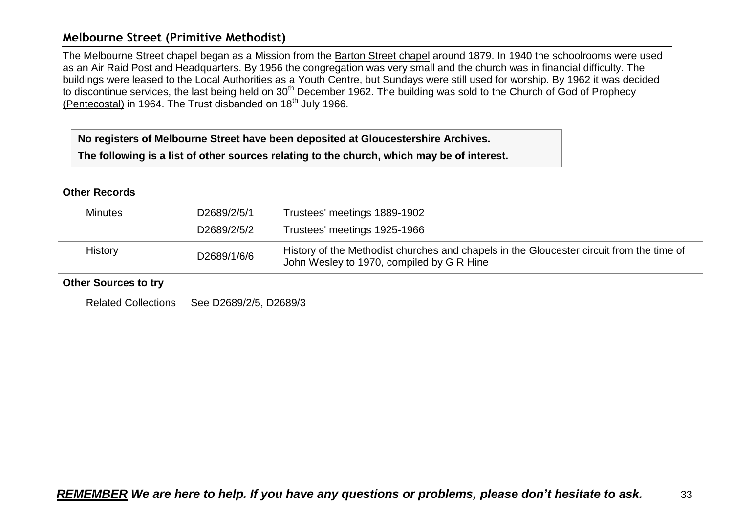## Melbourne Street (Primitive Methodist)

The Melbourne Street chapel began as a Mission from the Barton Street chapel around 1879. In 1940 the schoolrooms were used as an Air Raid Post and Headquarters. By 1956 the congregation was very small and the church was in financial difficulty. The buildings were leased to the Local Authorities as a Youth Centre, but Sundays were still used for worship. By 1962 it was decided to discontinue services, the last being held on 30th December 1962. The building was sold to the Church of God of Prophecy (Pentecostal) in 1964. The Trust disbanded on 18th July 1966.

**No registers of Melbourne Street have been deposited at Gloucestershire Archives.**

**The following is a list of other sources relating to the church, which may be of interest.**

**Other Records**

| | | |
|---|---|---|
| Minutes | D2689/2/5/1 | Trustees' meetings 1889-1902 |
| | D2689/2/5/2 | Trustees' meetings 1925-1966 |
| History | D2689/1/6/6 | History of the Methodist churches and chapels in the Gloucester circuit from the time of John Wesley to 1970, compiled by G R Hine |

**Other Sources to try**

| | |
|---|---|
| Related Collections | See D2689/2/5, D2689/3 |

***REMEMBER We are here to help. If you have any questions or problems, please don't hesitate to ask.***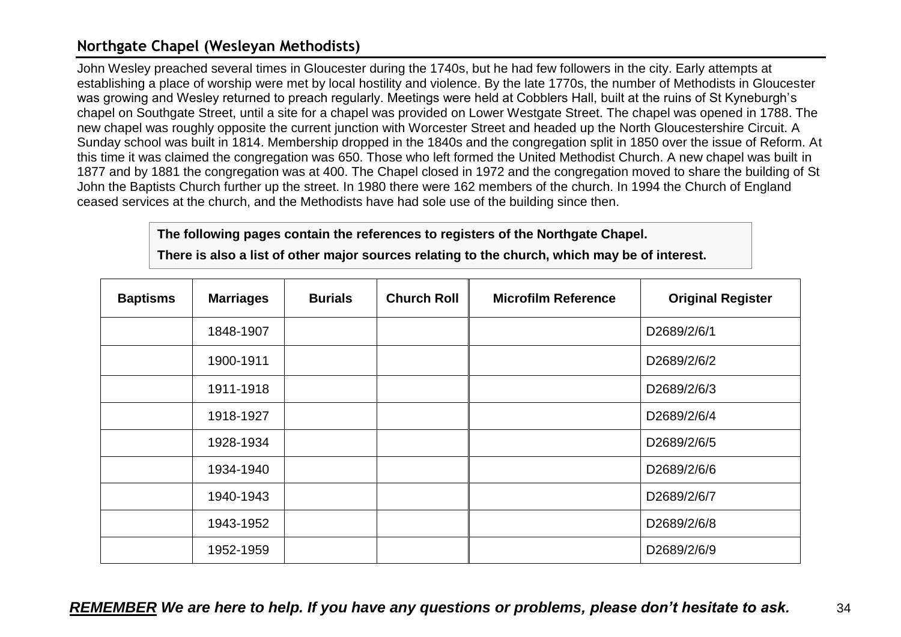## Northgate Chapel (Wesleyan Methodists)

John Wesley preached several times in Gloucester during the 1740s, but he had few followers in the city. Early attempts at establishing a place of worship were met by local hostility and violence. By the late 1770s, the number of Methodists in Gloucester was growing and Wesley returned to preach regularly. Meetings were held at Cobblers Hall, built at the ruins of St Kyneburgh's chapel on Southgate Street, until a site for a chapel was provided on Lower Westgate Street. The chapel was opened in 1788. The new chapel was roughly opposite the current junction with Worcester Street and headed up the North Gloucestershire Circuit. A Sunday school was built in 1814. Membership dropped in the 1840s and the congregation split in 1850 over the issue of Reform. At this time it was claimed the congregation was 650. Those who left formed the United Methodist Church. A new chapel was built in 1877 and by 1881 the congregation was at 400. The Chapel closed in 1972 and the congregation moved to share the building of St John the Baptists Church further up the street. In 1980 there were 162 members of the church. In 1994 the Church of England ceased services at the church, and the Methodists have had sole use of the building since then.

**The following pages contain the references to registers of the Northgate Chapel.**

**There is also a list of other major sources relating to the church, which may be of interest.**

| Baptisms | Marriages | Burials | Church Roll | Microfilm Reference | Original Register |
|---|---|---|---|---|---|
| | 1848-1907 | | | | D2689/2/6/1 |
| | 1900-1911 | | | | D2689/2/6/2 |
| | 1911-1918 | | | | D2689/2/6/3 |
| | 1918-1927 | | | | D2689/2/6/4 |
| | 1928-1934 | | | | D2689/2/6/5 |
| | 1934-1940 | | | | D2689/2/6/6 |
| | 1940-1943 | | | | D2689/2/6/7 |
| | 1943-1952 | | | | D2689/2/6/8 |
| | 1952-1959 | | | | D2689/2/6/9 |

***REMEMBER We are here to help. If you have any questions or problems, please don't hesitate to ask.***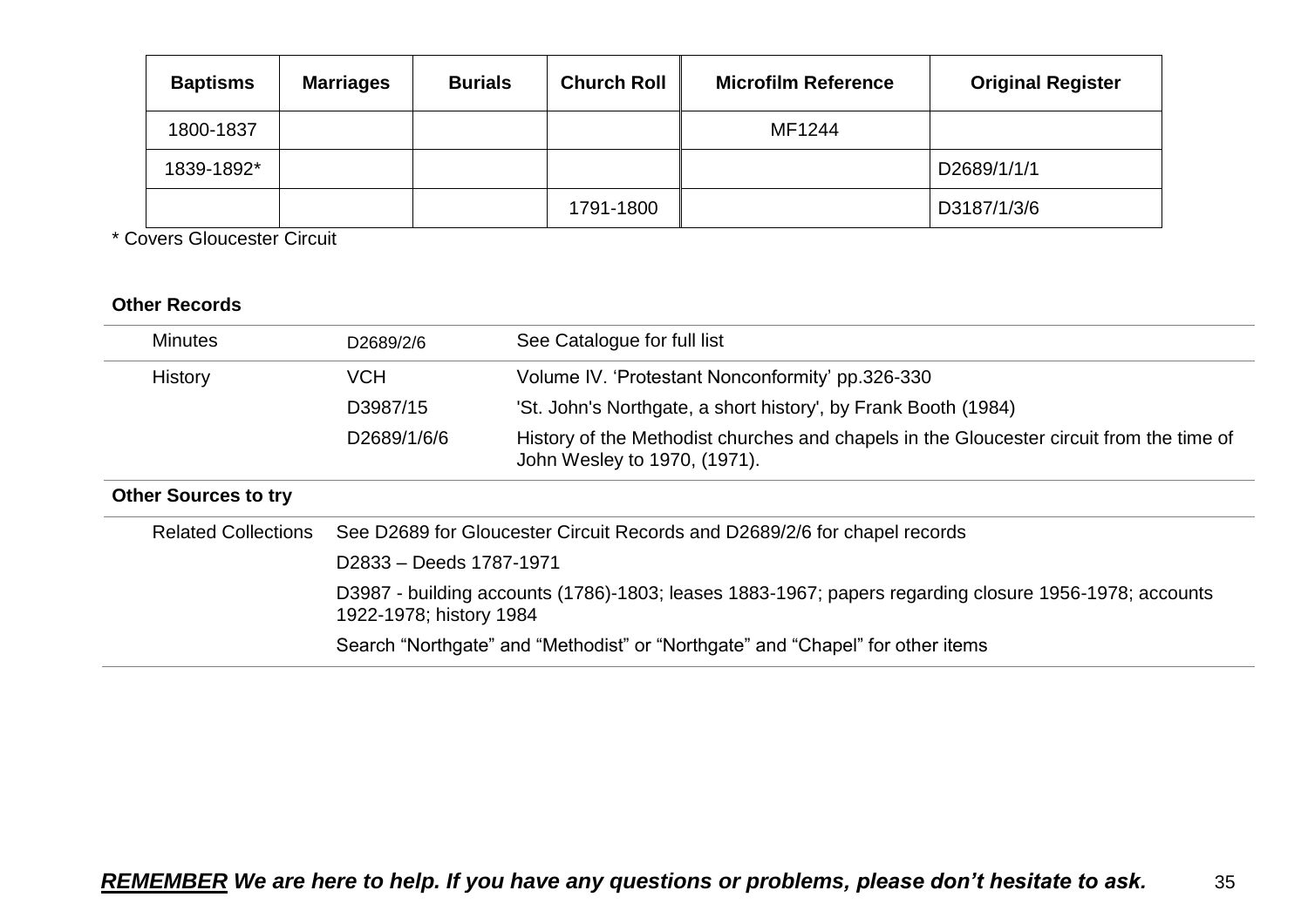| Baptisms | Marriages | Burials | Church Roll | Microfilm Reference | Original Register |
|---|---|---|---|---|---|
| 1800-1837 | | | | MF1244 | |
| 1839-1892* | | | | | D2689/1/1/1 |
| | | | 1791-1800 | | D3187/1/3/6 |

\* Covers Gloucester Circuit

**Other Records**

| | | |
|---|---|---|
| Minutes | D2689/2/6 | See Catalogue for full list |
| History | VCH | Volume IV. 'Protestant Nonconformity' pp.326-330 |
| | D3987/15 | 'St. John's Northgate, a short history', by Frank Booth (1984) |
| | D2689/1/6/6 | History of the Methodist churches and chapels in the Gloucester circuit from the time of John Wesley to 1970, (1971). |

**Other Sources to try**

| | |
|---|---|
| Related Collections | See D2689 for Gloucester Circuit Records and D2689/2/6 for chapel records |
| | D2833 – Deeds 1787-1971 |
| | D3987 - building accounts (1786)-1803; leases 1883-1967; papers regarding closure 1956-1978; accounts 1922-1978; history 1984 |
| | Search "Northgate" and "Methodist" or "Northgate" and "Chapel" for other items |

***REMEMBER** We are here to help. If you have any questions or problems, please don't hesitate to ask.*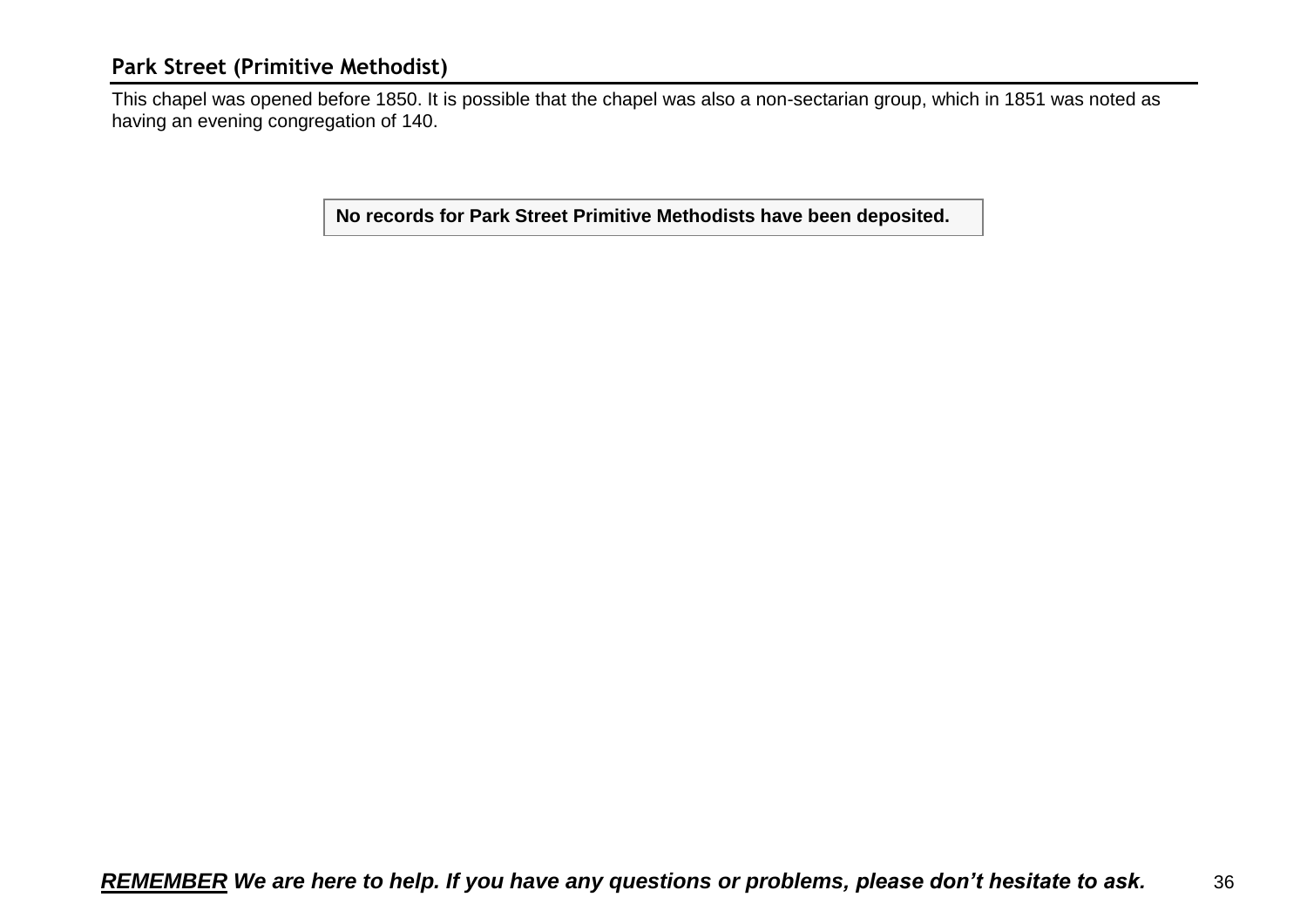## Park Street (Primitive Methodist)

This chapel was opened before 1850. It is possible that the chapel was also a non-sectarian group, which in 1851 was noted as having an evening congregation of 140.

| **No records for Park Street Primitive Methodists have been deposited.** |
| --- |

***REMEMBER** We are here to help. If you have any questions or problems, please don't hesitate to ask.*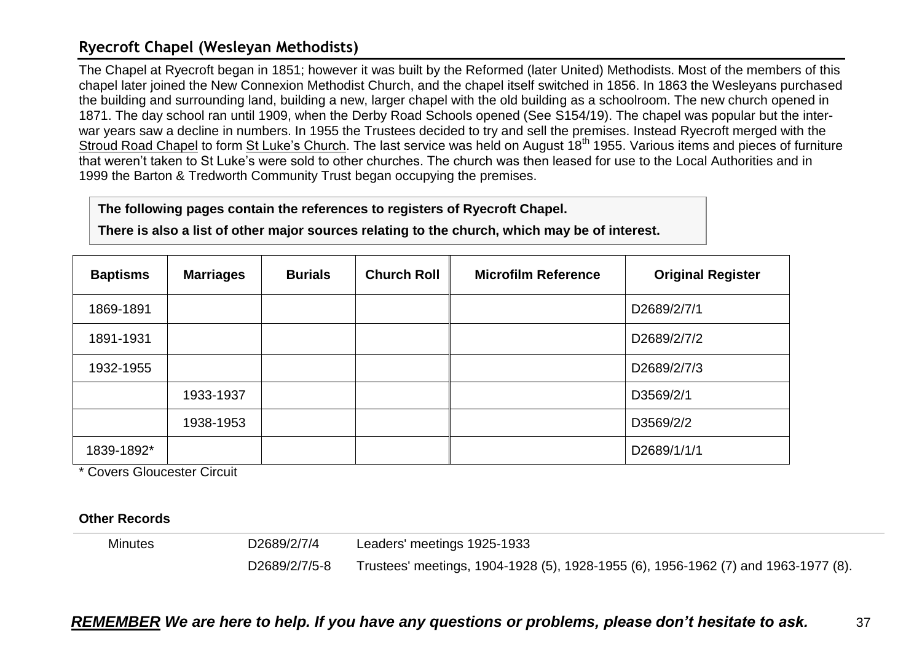## Ryecroft Chapel (Wesleyan Methodists)

The Chapel at Ryecroft began in 1851; however it was built by the Reformed (later United) Methodists. Most of the members of this chapel later joined the New Connexion Methodist Church, and the chapel itself switched in 1856. In 1863 the Wesleyans purchased the building and surrounding land, building a new, larger chapel with the old building as a schoolroom. The new church opened in 1871. The day school ran until 1909, when the Derby Road Schools opened (See S154/19). The chapel was popular but the inter-war years saw a decline in numbers. In 1955 the Trustees decided to try and sell the premises. Instead Ryecroft merged with the Stroud Road Chapel to form St Luke's Church. The last service was held on August 18th 1955. Various items and pieces of furniture that weren't taken to St Luke's were sold to other churches. The church was then leased for use to the Local Authorities and in 1999 the Barton & Tredworth Community Trust began occupying the premises.

**The following pages contain the references to registers of Ryecroft Chapel.**

**There is also a list of other major sources relating to the church, which may be of interest.**

| Baptisms | Marriages | Burials | Church Roll | Microfilm Reference | Original Register |
|---|---|---|---|---|---|
| 1869-1891 | | | | | D2689/2/7/1 |
| 1891-1931 | | | | | D2689/2/7/2 |
| 1932-1955 | | | | | D2689/2/7/3 |
| | 1933-1937 | | | | D3569/2/1 |
| | 1938-1953 | | | | D3569/2/2 |
| 1839-1892* | | | | | D2689/1/1/1 |

\* Covers Gloucester Circuit

**Other Records**

| | | |
|---|---|---|
| Minutes | D2689/2/7/4 | Leaders' meetings 1925-1933 |
| | D2689/2/7/5-8 | Trustees' meetings, 1904-1928 (5), 1928-1955 (6), 1956-1962 (7) and 1963-1977 (8). |

***REMEMBER** We are here to help. If you have any questions or problems, please don't hesitate to ask.*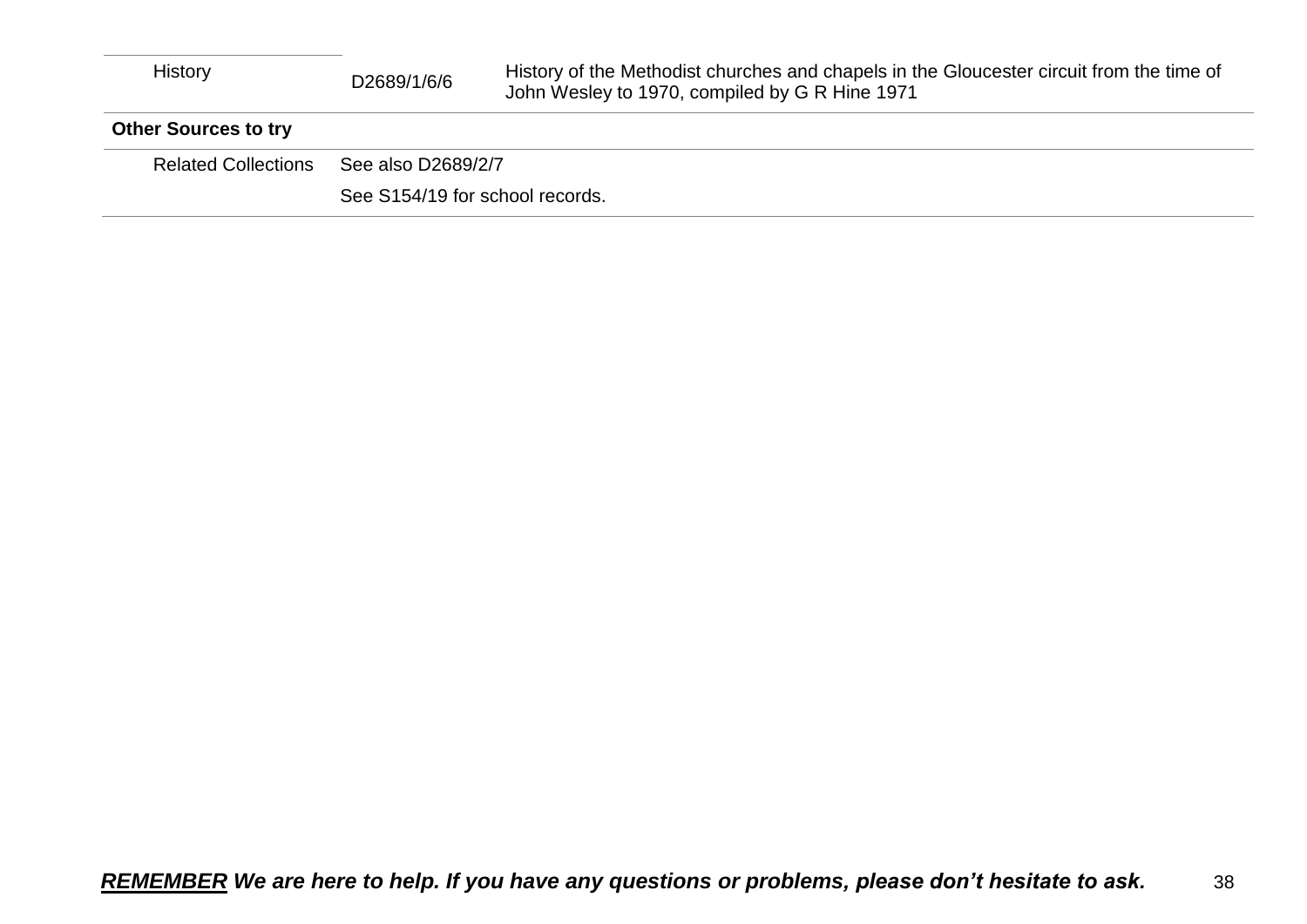| | | |
|---|---|---|
| History | D2689/1/6/6 | History of the Methodist churches and chapels in the Gloucester circuit from the time of John Wesley to 1970, compiled by G R Hine 1971 |

**Other Sources to try**

| | |
|---|---|
| Related Collections | See also D2689/2/7 |
| | See S154/19 for school records. |

***REMEMBER* We are here to help. If you have any questions or problems, please don't hesitate to ask.**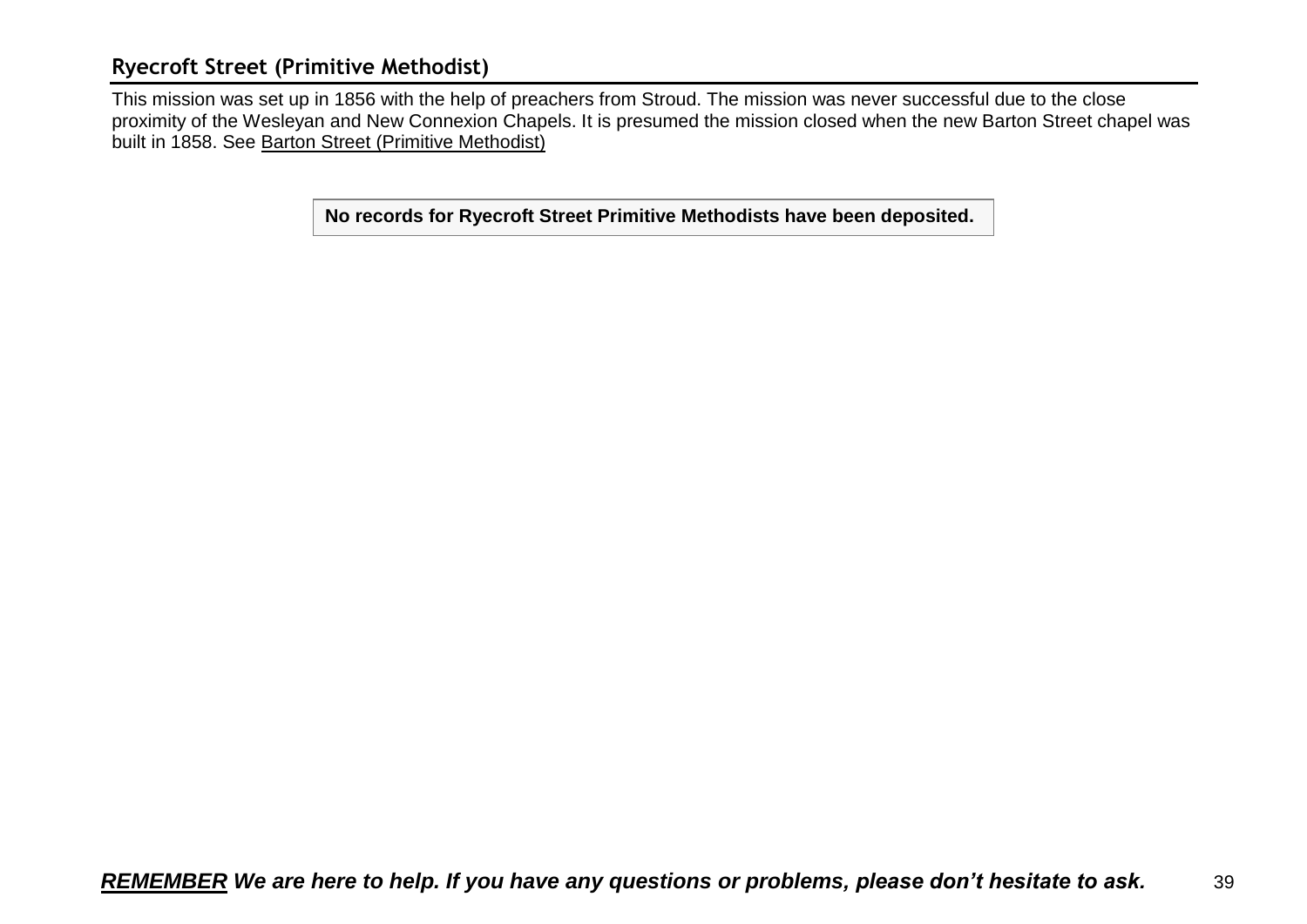## Ryecroft Street (Primitive Methodist)

This mission was set up in 1856 with the help of preachers from Stroud. The mission was never successful due to the close proximity of the Wesleyan and New Connexion Chapels. It is presumed the mission closed when the new Barton Street chapel was built in 1858. See Barton Street (Primitive Methodist)

**No records for Ryecroft Street Primitive Methodists have been deposited.**

***REMEMBER* We are here to help. If you have any questions or problems, please don't hesitate to ask.**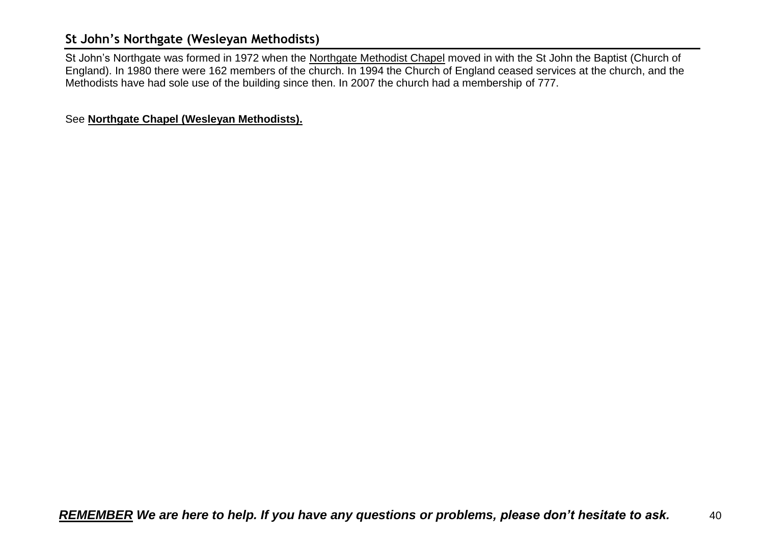## St John's Northgate (Wesleyan Methodists)

St John's Northgate was formed in 1972 when the Northgate Methodist Chapel moved in with the St John the Baptist (Church of England). In 1980 there were 162 members of the church. In 1994 the Church of England ceased services at the church, and the Methodists have had sole use of the building since then. In 2007 the church had a membership of 777.

See **Northgate Chapel (Wesleyan Methodists).**

***REMEMBER We are here to help. If you have any questions or problems, please don't hesitate to ask.***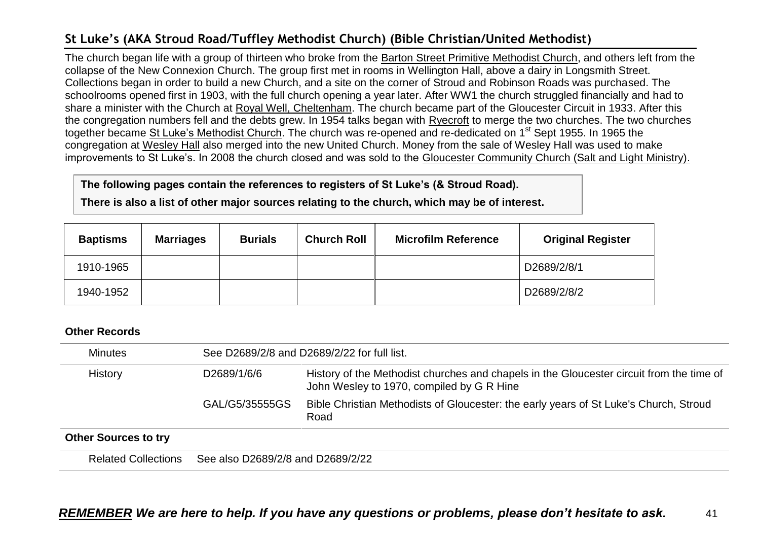## St Luke's (AKA Stroud Road/Tuffley Methodist Church) (Bible Christian/United Methodist)

The church began life with a group of thirteen who broke from the Barton Street Primitive Methodist Church, and others left from the collapse of the New Connexion Church. The group first met in rooms in Wellington Hall, above a dairy in Longsmith Street. Collections began in order to build a new Church, and a site on the corner of Stroud and Robinson Roads was purchased. The schoolrooms opened first in 1903, with the full church opening a year later. After WW1 the church struggled financially and had to share a minister with the Church at Royal Well, Cheltenham. The church became part of the Gloucester Circuit in 1933. After this the congregation numbers fell and the debts grew. In 1954 talks began with Ryecroft to merge the two churches. The two churches together became St Luke's Methodist Church. The church was re-opened and re-dedicated on 1st Sept 1955. In 1965 the congregation at Wesley Hall also merged into the new United Church. Money from the sale of Wesley Hall was used to make improvements to St Luke's. In 2008 the church closed and was sold to the Gloucester Community Church (Salt and Light Ministry).

**The following pages contain the references to registers of St Luke's (& Stroud Road).**

**There is also a list of other major sources relating to the church, which may be of interest.**

| Baptisms | Marriages | Burials | Church Roll | Microfilm Reference | Original Register |
|---|---|---|---|---|---|
| 1910-1965 | | | | | D2689/2/8/1 |
| 1940-1952 | | | | | D2689/2/8/2 |

### Other Records

| | | |
|---|---|---|
| Minutes | See D2689/2/8 and D2689/2/22 for full list. | |
| History | D2689/1/6/6 | History of the Methodist churches and chapels in the Gloucester circuit from the time of John Wesley to 1970, compiled by G R Hine |
| | GAL/G5/35555GS | Bible Christian Methodists of Gloucester: the early years of St Luke's Church, Stroud Road |

### Other Sources to try

| | |
|---|---|
| Related Collections | See also D2689/2/8 and D2689/2/22 |

***REMEMBER We are here to help. If you have any questions or problems, please don't hesitate to ask.***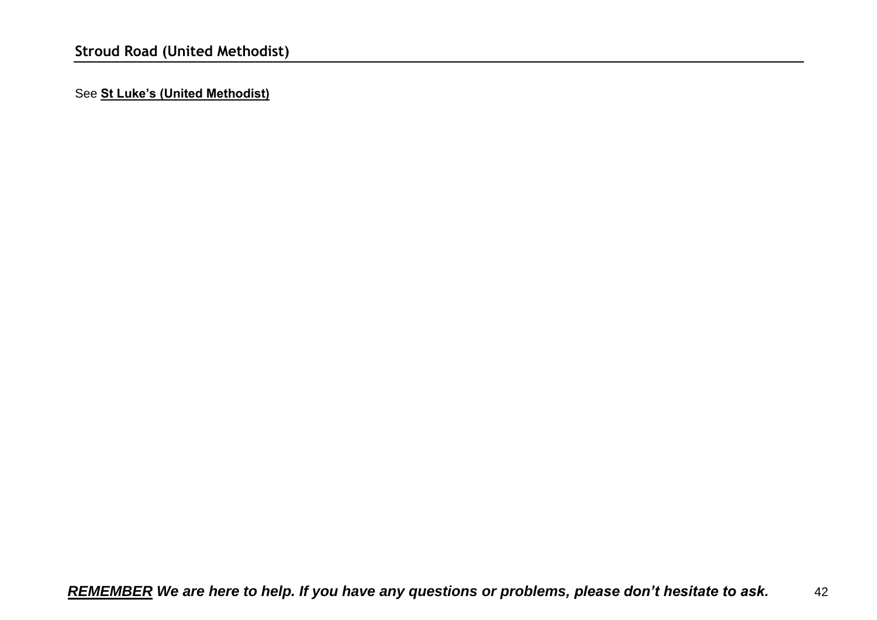## Stroud Road (United Methodist)

See **St Luke's (United Methodist)**

***REMEMBER*** ***We are here to help. If you have any questions or problems, please don't hesitate to ask.***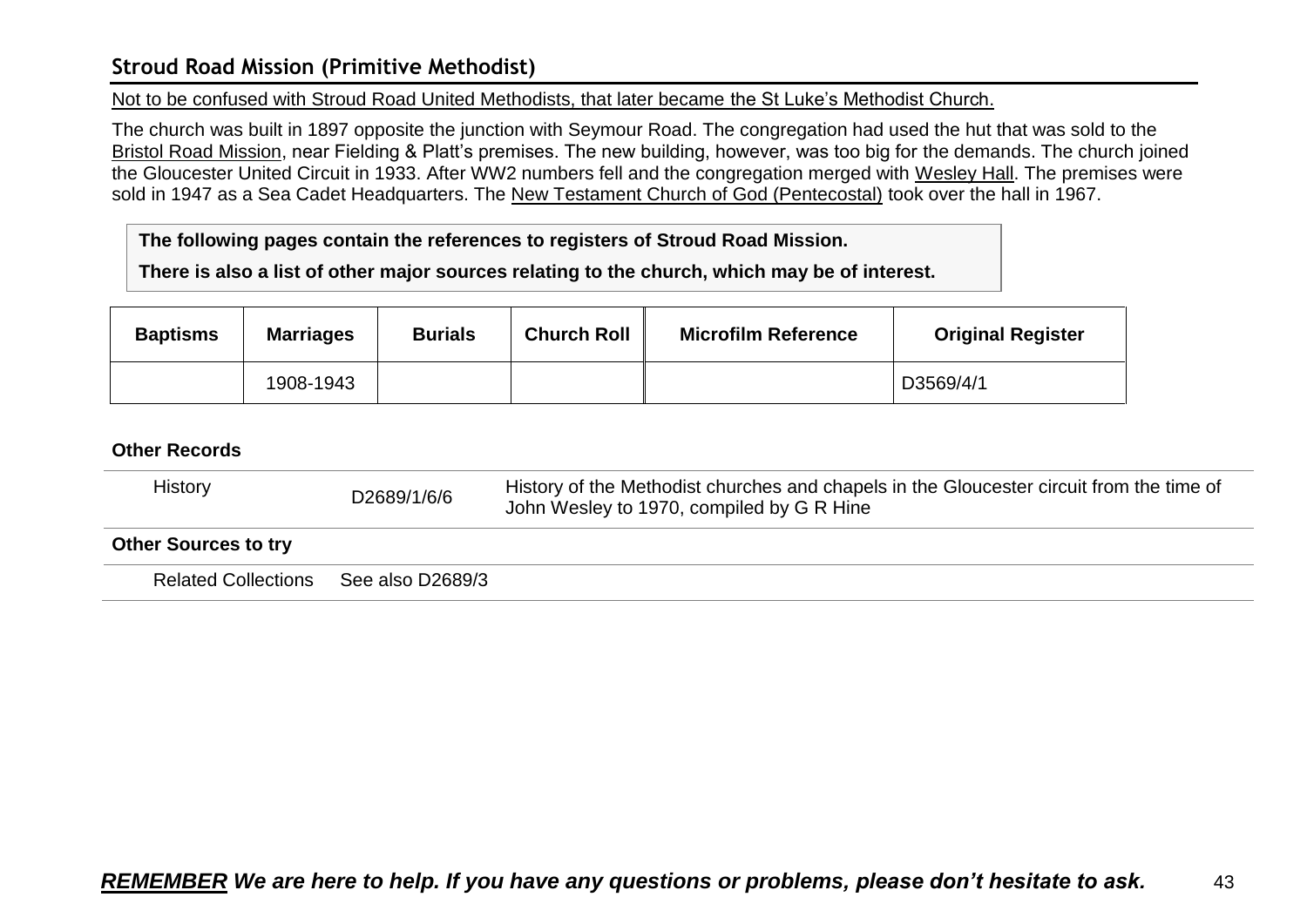## Stroud Road Mission (Primitive Methodist)

Not to be confused with Stroud Road United Methodists, that later became the St Luke's Methodist Church.

The church was built in 1897 opposite the junction with Seymour Road. The congregation had used the hut that was sold to the Bristol Road Mission, near Fielding & Platt's premises. The new building, however, was too big for the demands. The church joined the Gloucester United Circuit in 1933. After WW2 numbers fell and the congregation merged with Wesley Hall. The premises were sold in 1947 as a Sea Cadet Headquarters. The New Testament Church of God (Pentecostal) took over the hall in 1967.

**The following pages contain the references to registers of Stroud Road Mission.**

**There is also a list of other major sources relating to the church, which may be of interest.**

| Baptisms | Marriages | Burials | Church Roll | Microfilm Reference | Original Register |
|---|---|---|---|---|---|
| | 1908-1943 | | | | D3569/4/1 |

**Other Records**

| | | |
|---|---|---|
| History | D2689/1/6/6 | History of the Methodist churches and chapels in the Gloucester circuit from the time of John Wesley to 1970, compiled by G R Hine |

**Other Sources to try**

| | |
|---|---|
| Related Collections | See also D2689/3 |

***REMEMBER We are here to help. If you have any questions or problems, please don't hesitate to ask.***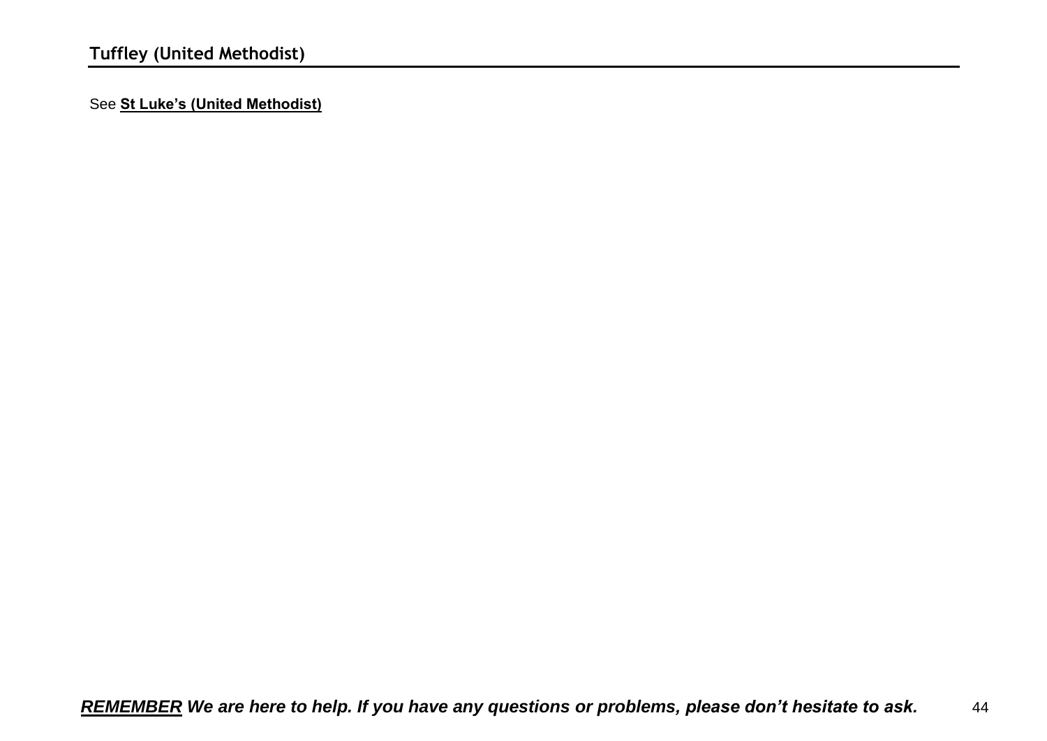## Tuffley (United Methodist)

See **St Luke's (United Methodist)**

***REMEMBER* We are here to help. If you have any questions or problems, please don't hesitate to ask.**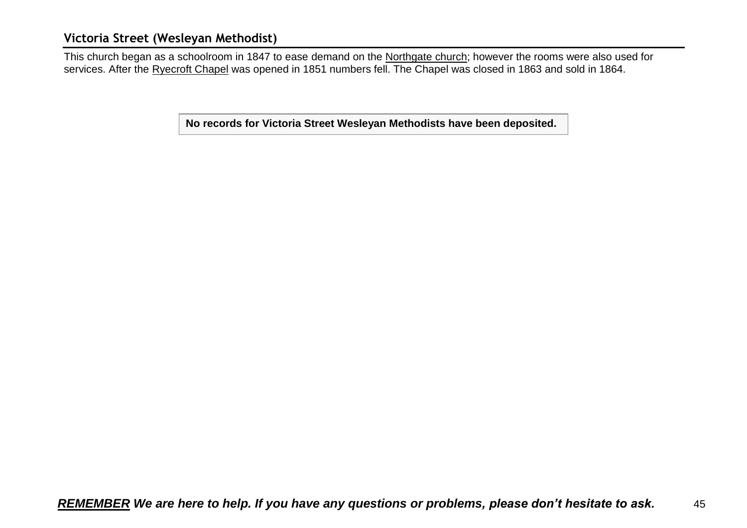## Victoria Street (Wesleyan Methodist)

This church began as a schoolroom in 1847 to ease demand on the Northgate church; however the rooms were also used for services. After the Ryecroft Chapel was opened in 1851 numbers fell. The Chapel was closed in 1863 and sold in 1864.

| **No records for Victoria Street Wesleyan Methodists have been deposited.** |
|---|

***REMEMBER** We are here to help. If you have any questions or problems, please don't hesitate to ask.*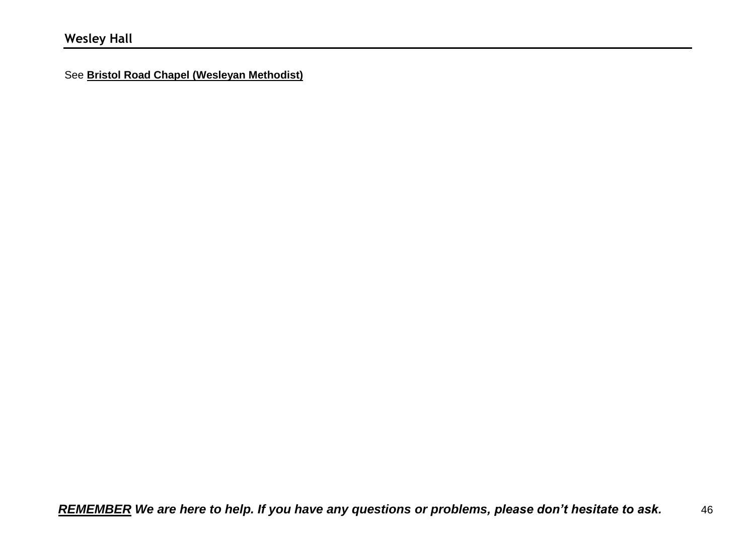## Wesley Hall

See **Bristol Road Chapel (Wesleyan Methodist)**

***REMEMBER* We are here to help. If you have any questions or problems, please don't hesitate to ask.**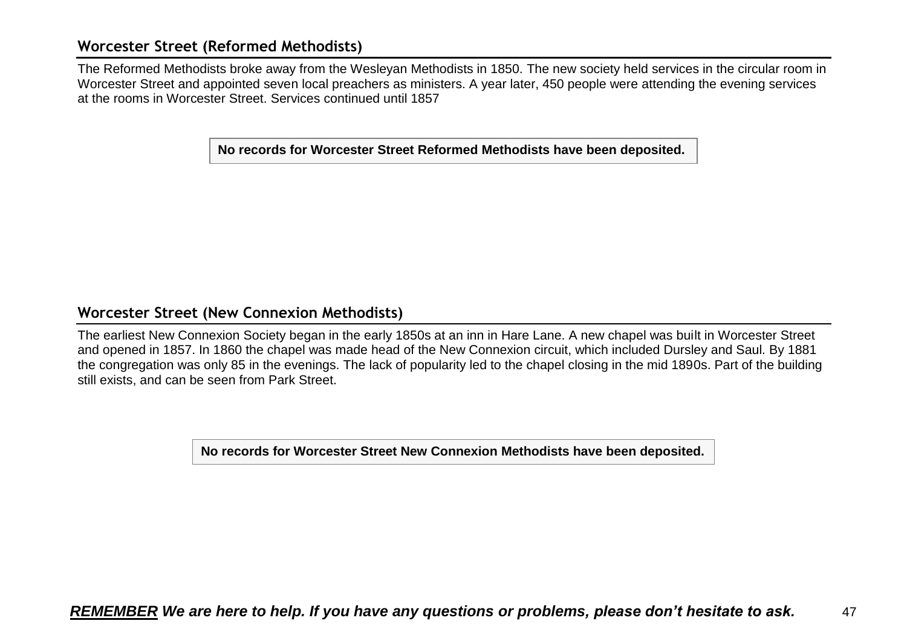## Worcester Street (Reformed Methodists)

The Reformed Methodists broke away from the Wesleyan Methodists in 1850. The new society held services in the circular room in Worcester Street and appointed seven local preachers as ministers. A year later, 450 people were attending the evening services at the rooms in Worcester Street. Services continued until 1857

**No records for Worcester Street Reformed Methodists have been deposited.**

## Worcester Street (New Connexion Methodists)

The earliest New Connexion Society began in the early 1850s at an inn in Hare Lane. A new chapel was built in Worcester Street and opened in 1857. In 1860 the chapel was made head of the New Connexion circuit, which included Dursley and Saul. By 1881 the congregation was only 85 in the evenings. The lack of popularity led to the chapel closing in the mid 1890s. Part of the building still exists, and can be seen from Park Street.

**No records for Worcester Street New Connexion Methodists have been deposited.**

***REMEMBER** We are here to help. If you have any questions or problems, please don't hesitate to ask.*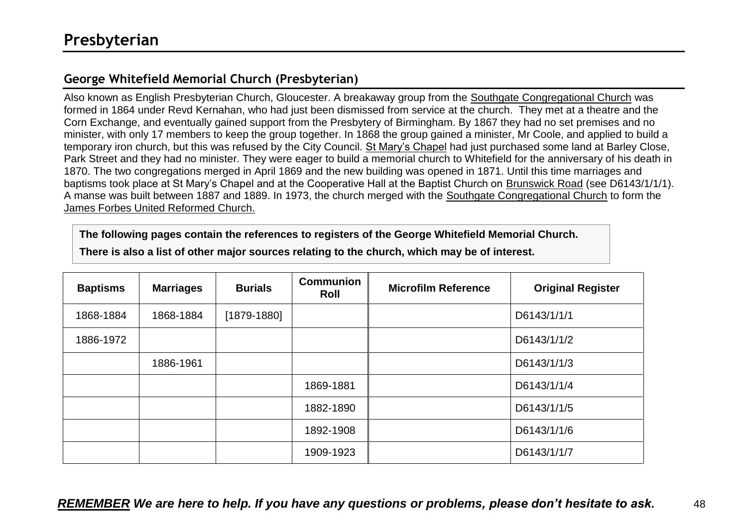# Presbyterian

## George Whitefield Memorial Church (Presbyterian)

Also known as English Presbyterian Church, Gloucester. A breakaway group from the Southgate Congregational Church was formed in 1864 under Revd Kernahan, who had just been dismissed from service at the church. They met at a theatre and the Corn Exchange, and eventually gained support from the Presbytery of Birmingham. By 1867 they had no set premises and no minister, with only 17 members to keep the group together. In 1868 the group gained a minister, Mr Coole, and applied to build a temporary iron church, but this was refused by the City Council. St Mary's Chapel had just purchased some land at Barley Close, Park Street and they had no minister. They were eager to build a memorial church to Whitefield for the anniversary of his death in 1870. The two congregations merged in April 1869 and the new building was opened in 1871. Until this time marriages and baptisms took place at St Mary's Chapel and at the Cooperative Hall at the Baptist Church on Brunswick Road (see D6143/1/1/1). A manse was built between 1887 and 1889. In 1973, the church merged with the Southgate Congregational Church to form the James Forbes United Reformed Church.

**The following pages contain the references to registers of the George Whitefield Memorial Church.**

**There is also a list of other major sources relating to the church, which may be of interest.**

| Baptisms | Marriages | Burials | Communion Roll | Microfilm Reference | Original Register |
|---|---|---|---|---|---|
| 1868-1884 | 1868-1884 | [1879-1880] | | | D6143/1/1/1 |
| 1886-1972 | | | | | D6143/1/1/2 |
| | 1886-1961 | | | | D6143/1/1/3 |
| | | | 1869-1881 | | D6143/1/1/4 |
| | | | 1882-1890 | | D6143/1/1/5 |
| | | | 1892-1908 | | D6143/1/1/6 |
| | | | 1909-1923 | | D6143/1/1/7 |

***REMEMBER We are here to help. If you have any questions or problems, please don't hesitate to ask.***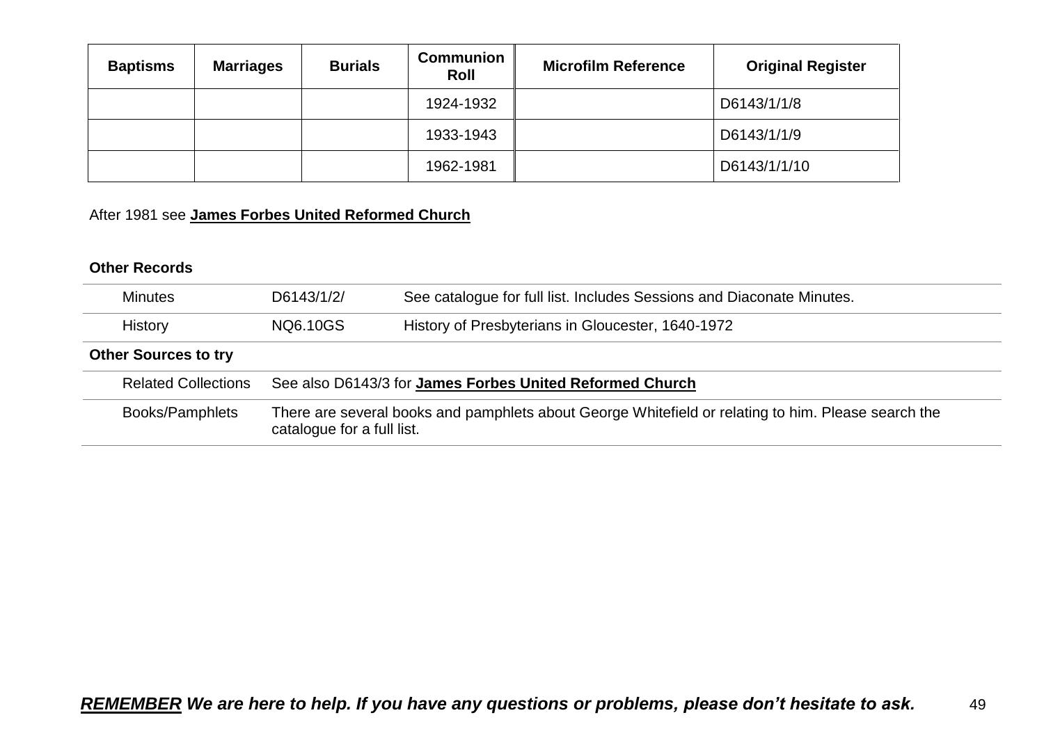| Baptisms | Marriages | Burials | Communion Roll | Microfilm Reference | Original Register |
|---|---|---|---|---|---|
| | | | 1924-1932 | | D6143/1/1/8 |
| | | | 1933-1943 | | D6143/1/1/9 |
| | | | 1962-1981 | | D6143/1/1/10 |

After 1981 see **James Forbes United Reformed Church**

**Other Records**

| | | |
|---|---|---|
| Minutes | D6143/1/2/ | See catalogue for full list. Includes Sessions and Diaconate Minutes. |
| History | NQ6.10GS | History of Presbyterians in Gloucester, 1640-1972 |

**Other Sources to try**

| | |
|---|---|
| Related Collections | See also D6143/3 for **James Forbes United Reformed Church** |
| Books/Pamphlets | There are several books and pamphlets about George Whitefield or relating to him. Please search the catalogue for a full list. |

***REMEMBER We are here to help. If you have any questions or problems, please don't hesitate to ask.***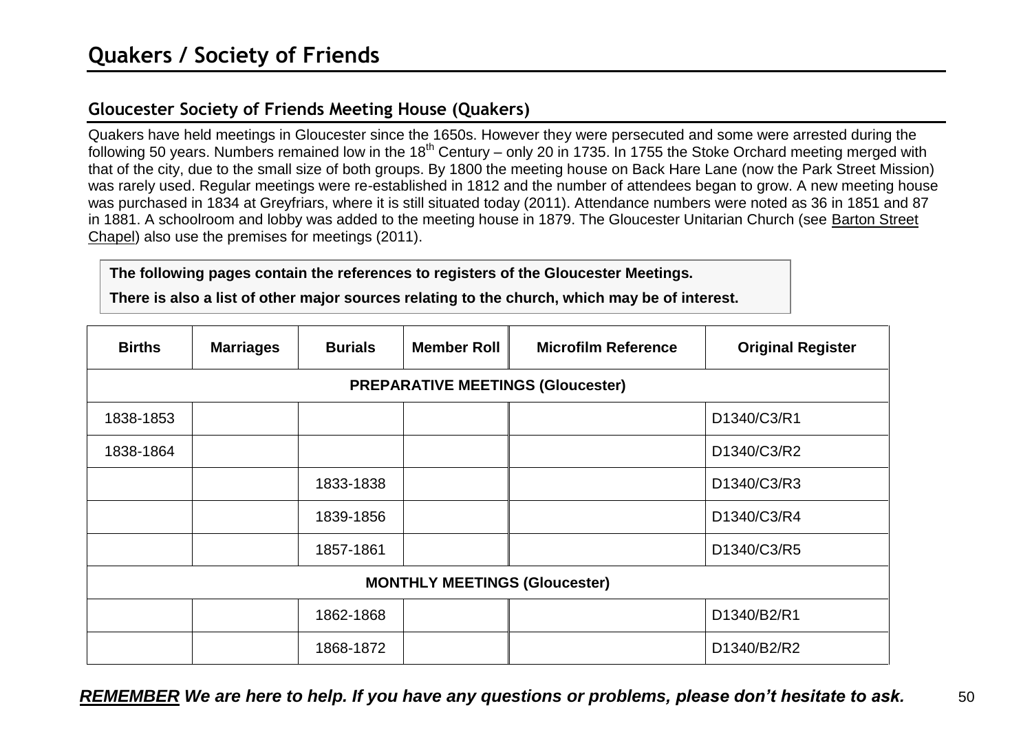# Quakers / Society of Friends

## Gloucester Society of Friends Meeting House (Quakers)

Quakers have held meetings in Gloucester since the 1650s. However they were persecuted and some were arrested during the following 50 years. Numbers remained low in the 18th Century – only 20 in 1735. In 1755 the Stoke Orchard meeting merged with that of the city, due to the small size of both groups. By 1800 the meeting house on Back Hare Lane (now the Park Street Mission) was rarely used. Regular meetings were re-established in 1812 and the number of attendees began to grow. A new meeting house was purchased in 1834 at Greyfriars, where it is still situated today (2011). Attendance numbers were noted as 36 in 1851 and 87 in 1881. A schoolroom and lobby was added to the meeting house in 1879. The Gloucester Unitarian Church (see Barton Street Chapel) also use the premises for meetings (2011).

**The following pages contain the references to registers of the Gloucester Meetings.**

**There is also a list of other major sources relating to the church, which may be of interest.**

| Births | Marriages | Burials | Member Roll | Microfilm Reference | Original Register |
|---|---|---|---|---|---|
| **PREPARATIVE MEETINGS (Gloucester)** | | | | | |
| 1838-1853 | | | | | D1340/C3/R1 |
| 1838-1864 | | | | | D1340/C3/R2 |
| | | 1833-1838 | | | D1340/C3/R3 |
| | | 1839-1856 | | | D1340/C3/R4 |
| | | 1857-1861 | | | D1340/C3/R5 |
| **MONTHLY MEETINGS (Gloucester)** | | | | | |
| | | 1862-1868 | | | D1340/B2/R1 |
| | | 1868-1872 | | | D1340/B2/R2 |

***REMEMBER* We are here to help. If you have any questions or problems, please don't hesitate to ask.**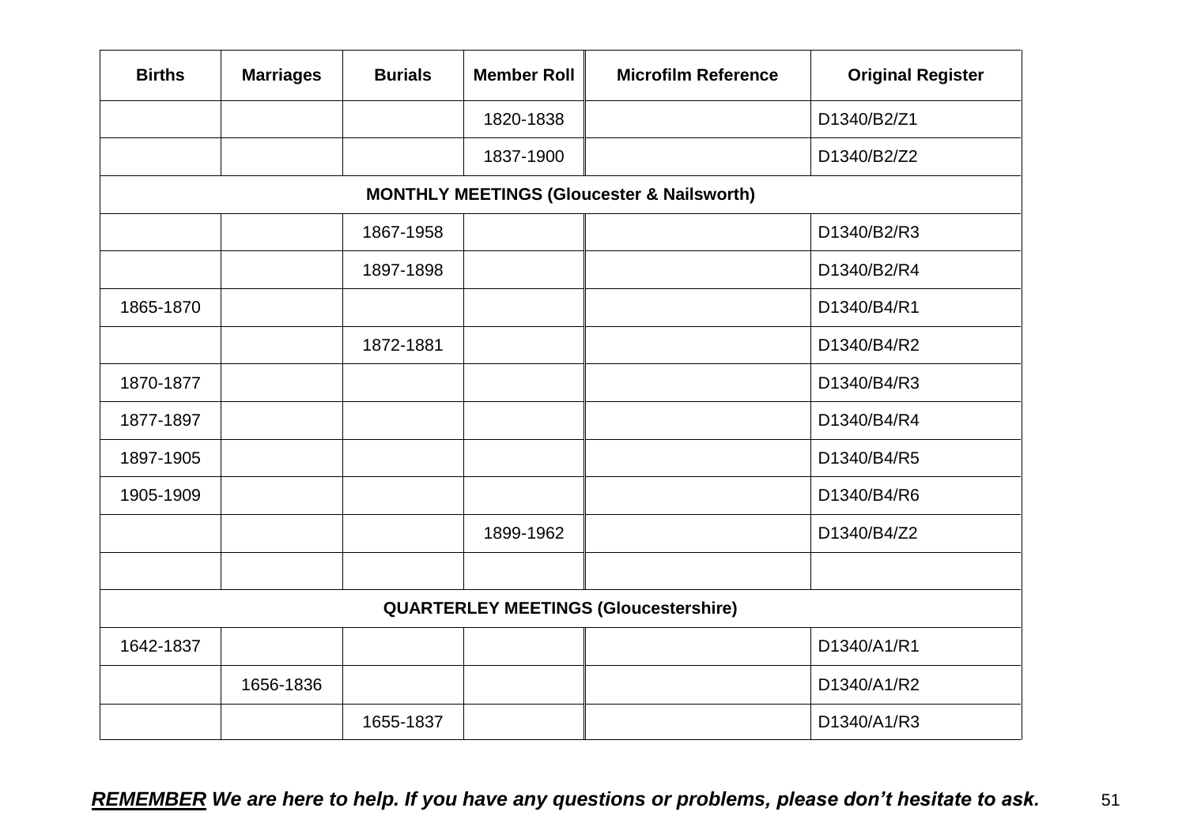| Births | Marriages | Burials | Member Roll | Microfilm Reference | Original Register |
|---|---|---|---|---|---|
| | | | 1820-1838 | | D1340/B2/Z1 |
| | | | 1837-1900 | | D1340/B2/Z2 |
| **MONTHLY MEETINGS (Gloucester & Nailsworth)** | | | | | |
| | | 1867-1958 | | | D1340/B2/R3 |
| | | 1897-1898 | | | D1340/B2/R4 |
| 1865-1870 | | | | | D1340/B4/R1 |
| | | 1872-1881 | | | D1340/B4/R2 |
| 1870-1877 | | | | | D1340/B4/R3 |
| 1877-1897 | | | | | D1340/B4/R4 |
| 1897-1905 | | | | | D1340/B4/R5 |
| 1905-1909 | | | | | D1340/B4/R6 |
| | | | 1899-1962 | | D1340/B4/Z2 |
| | | | | | |
| **QUARTERLEY MEETINGS (Gloucestershire)** | | | | | |
| 1642-1837 | | | | | D1340/A1/R1 |
| | 1656-1836 | | | | D1340/A1/R2 |
| | | 1655-1837 | | | D1340/A1/R3 |

***REMEMBER** We are here to help. If you have any questions or problems, please don't hesitate to ask.*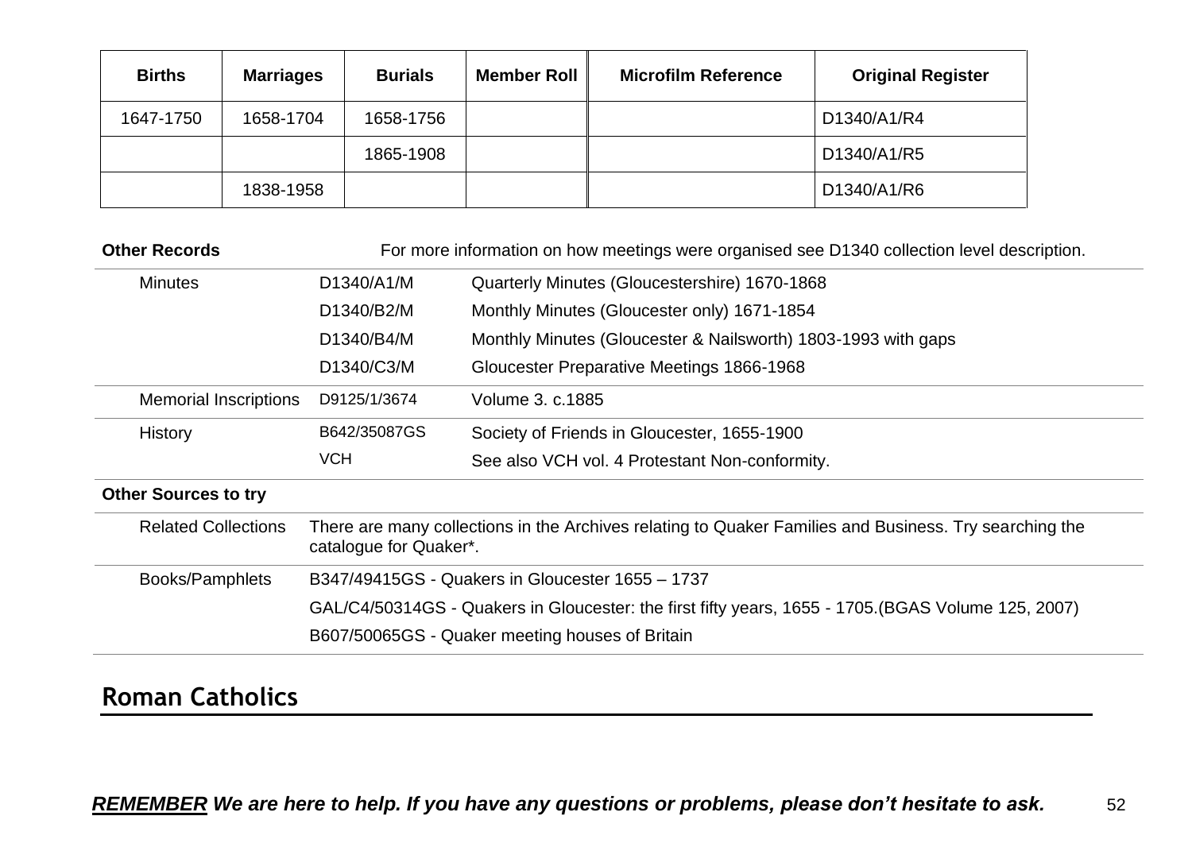| Births | Marriages | Burials | Member Roll | Microfilm Reference | Original Register |
|---|---|---|---|---|---|
| 1647-1750 | 1658-1704 | 1658-1756 | | | D1340/A1/R4 |
| | | 1865-1908 | | | D1340/A1/R5 |
| | 1838-1958 | | | | D1340/A1/R6 |

**Other Records** For more information on how meetings were organised see D1340 collection level description.

| | | |
|---|---|---|
| Minutes | D1340/A1/M | Quarterly Minutes (Gloucestershire) 1670-1868 |
| | D1340/B2/M | Monthly Minutes (Gloucester only) 1671-1854 |
| | D1340/B4/M | Monthly Minutes (Gloucester & Nailsworth) 1803-1993 with gaps |
| | D1340/C3/M | Gloucester Preparative Meetings 1866-1968 |
| Memorial Inscriptions | D9125/1/3674 | Volume 3. c.1885 |
| History | B642/35087GS | Society of Friends in Gloucester, 1655-1900 |
| | VCH | See also VCH vol. 4 Protestant Non-conformity. |

**Other Sources to try**

| | |
|---|---|
| Related Collections | There are many collections in the Archives relating to Quaker Families and Business. Try searching the catalogue for Quaker*. |
| Books/Pamphlets | B347/49415GS - Quakers in Gloucester 1655 – 1737 |
| | GAL/C4/50314GS - Quakers in Gloucester: the first fifty years, 1655 - 1705.(BGAS Volume 125, 2007) |
| | B607/50065GS - Quaker meeting houses of Britain |

## Roman Catholics

***REMEMBER** We are here to help. If you have any questions or problems, please don't hesitate to ask.*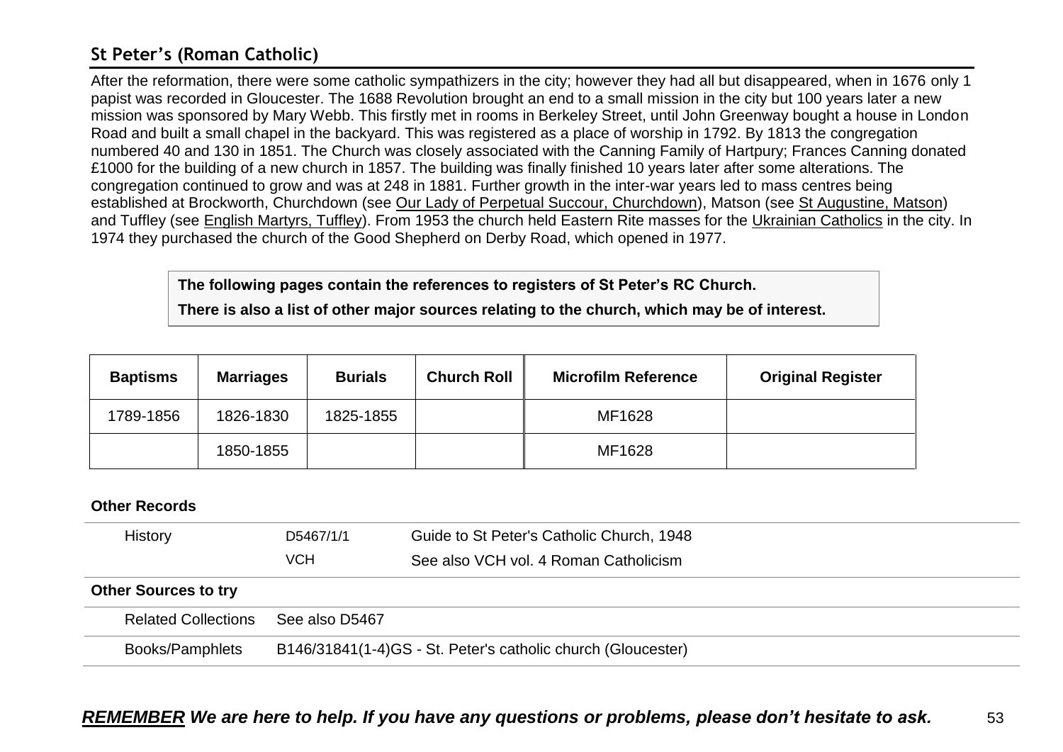## St Peter's (Roman Catholic)

After the reformation, there were some catholic sympathizers in the city; however they had all but disappeared, when in 1676 only 1 papist was recorded in Gloucester. The 1688 Revolution brought an end to a small mission in the city but 100 years later a new mission was sponsored by Mary Webb. This firstly met in rooms in Berkeley Street, until John Greenway bought a house in London Road and built a small chapel in the backyard. This was registered as a place of worship in 1792. By 1813 the congregation numbered 40 and 130 in 1851. The Church was closely associated with the Canning Family of Hartpury; Frances Canning donated £1000 for the building of a new church in 1857. The building was finally finished 10 years later after some alterations. The congregation continued to grow and was at 248 in 1881. Further growth in the inter-war years led to mass centres being established at Brockworth, Churchdown (see Our Lady of Perpetual Succour, Churchdown), Matson (see St Augustine, Matson) and Tuffley (see English Martyrs, Tuffley). From 1953 the church held Eastern Rite masses for the Ukrainian Catholics in the city. In 1974 they purchased the church of the Good Shepherd on Derby Road, which opened in 1977.

**The following pages contain the references to registers of St Peter's RC Church.**

**There is also a list of other major sources relating to the church, which may be of interest.**

| Baptisms | Marriages | Burials | Church Roll | Microfilm Reference | Original Register |
|---|---|---|---|---|---|
| 1789-1856 | 1826-1830 | 1825-1855 | | MF1628 | |
| | 1850-1855 | | | MF1628 | |

**Other Records**

| | | |
|---|---|---|
| History | D5467/1/1 | Guide to St Peter's Catholic Church, 1948 |
| | VCH | See also VCH vol. 4 Roman Catholicism |

**Other Sources to try**

| | |
|---|---|
| Related Collections | See also D5467 |
| Books/Pamphlets | B146/31841(1-4)GS - St. Peter's catholic church (Gloucester) |

***REMEMBER** We are here to help. If you have any questions or problems, please don't hesitate to ask.*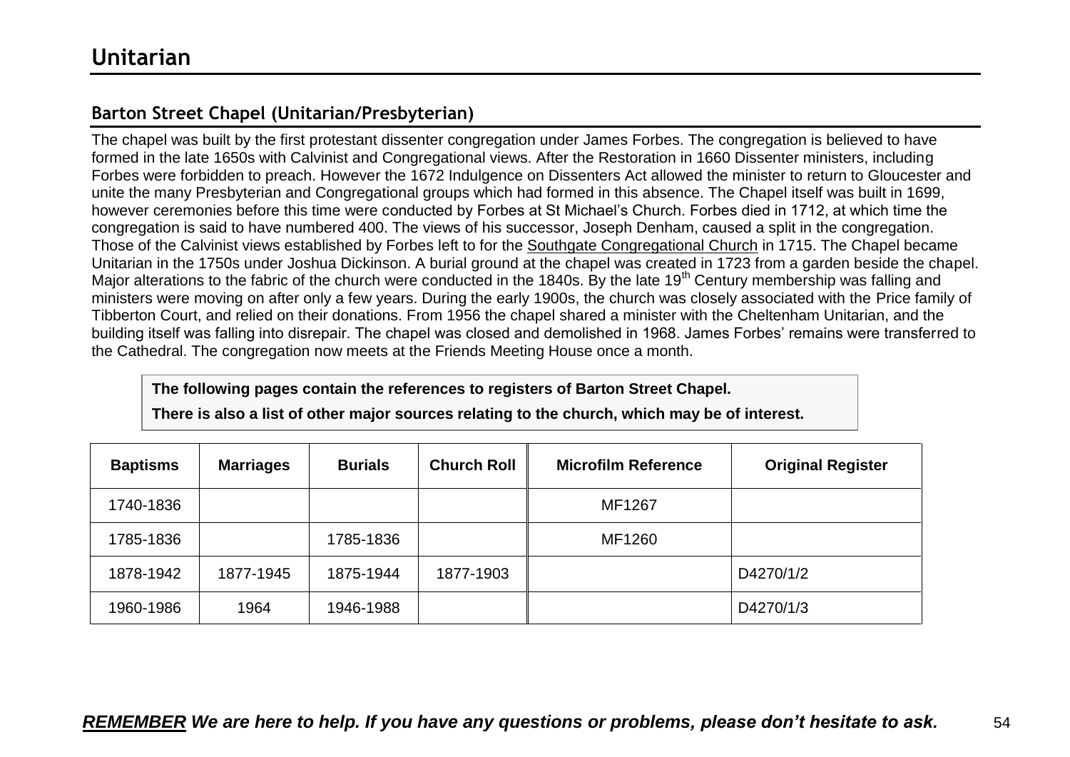# Unitarian

## Barton Street Chapel (Unitarian/Presbyterian)

The chapel was built by the first protestant dissenter congregation under James Forbes. The congregation is believed to have formed in the late 1650s with Calvinist and Congregational views. After the Restoration in 1660 Dissenter ministers, including Forbes were forbidden to preach. However the 1672 Indulgence on Dissenters Act allowed the minister to return to Gloucester and unite the many Presbyterian and Congregational groups which had formed in this absence. The Chapel itself was built in 1699, however ceremonies before this time were conducted by Forbes at St Michael's Church. Forbes died in 1712, at which time the congregation is said to have numbered 400. The views of his successor, Joseph Denham, caused a split in the congregation. Those of the Calvinist views established by Forbes left to for the Southgate Congregational Church in 1715. The Chapel became Unitarian in the 1750s under Joshua Dickinson. A burial ground at the chapel was created in 1723 from a garden beside the chapel. Major alterations to the fabric of the church were conducted in the 1840s. By the late 19th Century membership was falling and ministers were moving on after only a few years. During the early 1900s, the church was closely associated with the Price family of Tibberton Court, and relied on their donations. From 1956 the chapel shared a minister with the Cheltenham Unitarian, and the building itself was falling into disrepair. The chapel was closed and demolished in 1968. James Forbes' remains were transferred to the Cathedral. The congregation now meets at the Friends Meeting House once a month.

**The following pages contain the references to registers of Barton Street Chapel.**

**There is also a list of other major sources relating to the church, which may be of interest.**

| Baptisms | Marriages | Burials | Church Roll | Microfilm Reference | Original Register |
|---|---|---|---|---|---|
| 1740-1836 | | | | MF1267 | |
| 1785-1836 | | 1785-1836 | | MF1260 | |
| 1878-1942 | 1877-1945 | 1875-1944 | 1877-1903 | | D4270/1/2 |
| 1960-1986 | 1964 | 1946-1988 | | | D4270/1/3 |

***REMEMBER We are here to help. If you have any questions or problems, please don't hesitate to ask.***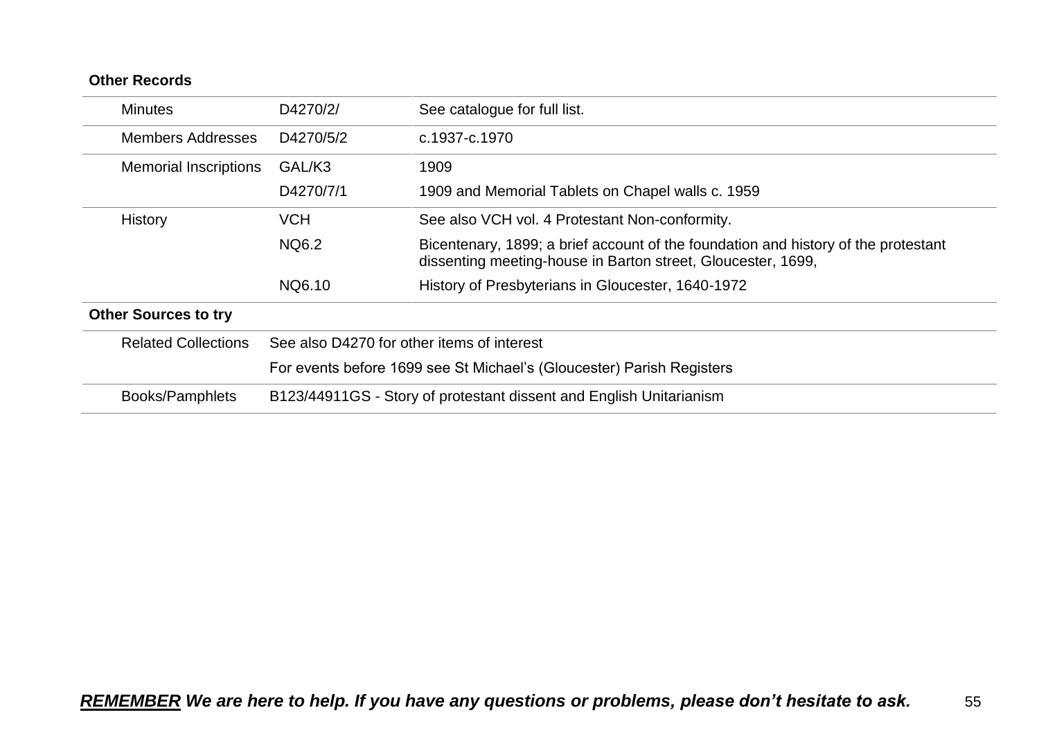**Other Records**

| | | |
|---|---|---|
| Minutes | D4270/2/ | See catalogue for full list. |
| Members Addresses | D4270/5/2 | c.1937-c.1970 |
| Memorial Inscriptions | GAL/K3 | 1909 |
| | D4270/7/1 | 1909 and Memorial Tablets on Chapel walls c. 1959 |
| History | VCH | See also VCH vol. 4 Protestant Non-conformity. |
| | NQ6.2 | Bicentenary, 1899; a brief account of the foundation and history of the protestant dissenting meeting-house in Barton street, Gloucester, 1699, |
| | NQ6.10 | History of Presbyterians in Gloucester, 1640-1972 |

**Other Sources to try**

| | |
|---|---|
| Related Collections | See also D4270 for other items of interest |
| | For events before 1699 see St Michael's (Gloucester) Parish Registers |
| Books/Pamphlets | B123/44911GS - Story of protestant dissent and English Unitarianism |

***REMEMBER We are here to help. If you have any questions or problems, please don't hesitate to ask.***